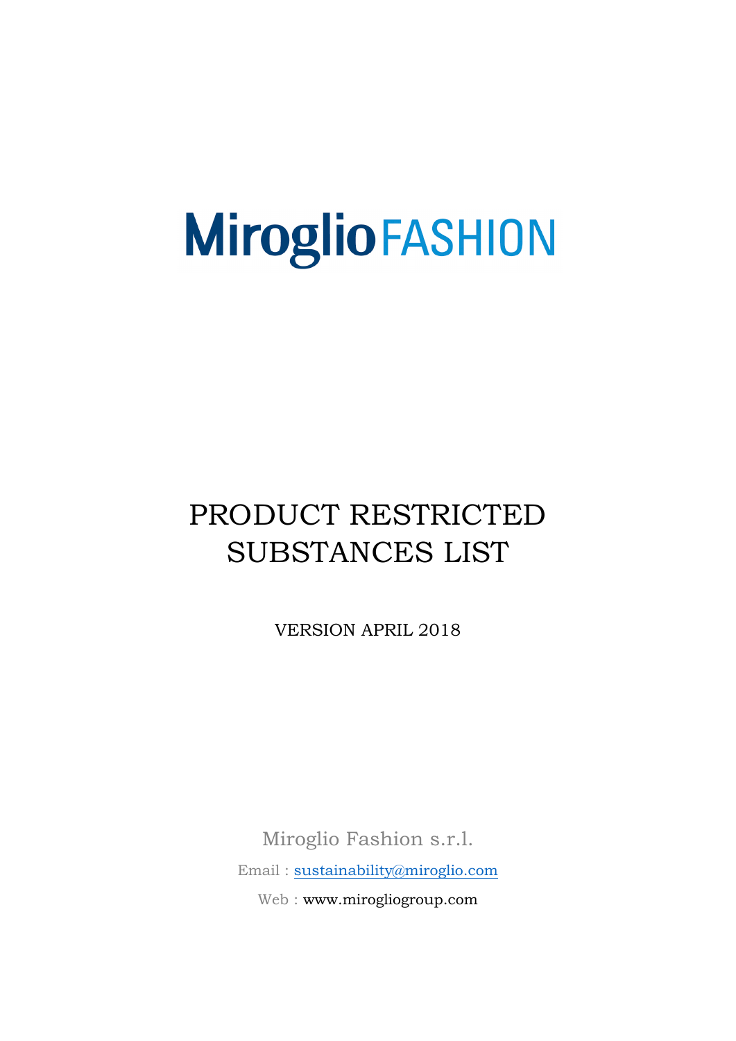# Miroglio FASHION

# PRODUCT RESTRICTED SUBSTANCES LIST

VERSION APRIL 2018

Miroglio Fashion s.r.l.

Email : sustainability@miroglio.com

Web : www.mirogliogroup.com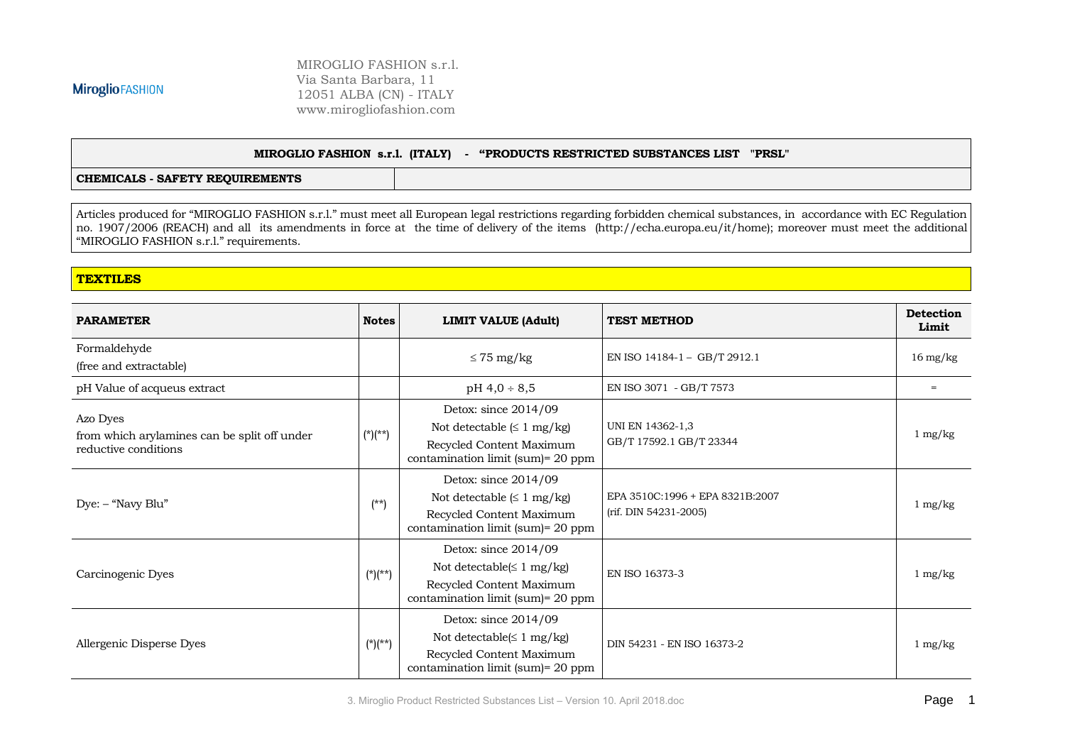MiroglioFASHION

MIROGLIO FASHION s.r.l.
Via Santa Barbara, 11
12051 ALBA (CN) - ITALY
www.mirogliofashion.com

| **MIROGLIO FASHION s.r.l. (ITALY) - "PRODUCTS RESTRICTED SUBSTANCES LIST "PRSL"** | |
|---|---|
| **CHEMICALS - SAFETY REQUIREMENTS** | |

Articles produced for "MIROGLIO FASHION s.r.l." must meet all European legal restrictions regarding forbidden chemical substances, in accordance with EC Regulation no. 1907/2006 (REACH) and all its amendments in force at the time of delivery of the items (http://echa.europa.eu/it/home); moreover must meet the additional "MIROGLIO FASHION s.r.l." requirements.

## TEXTILES

| PARAMETER | Notes | LIMIT VALUE (Adult) | TEST METHOD | Detection Limit |
|---|---|---|---|---|
| Formaldehyde<br>(free and extractable) | | ≤ 75 mg/kg | EN ISO 14184-1 – GB/T 2912.1 | 16 mg/kg |
| pH Value of acqueus extract | | pH 4,0 ÷ 8,5 | EN ISO 3071 - GB/T 7573 | = |
| Azo Dyes<br>from which arylamines can be split off under reductive conditions | (*)(**) | Detox: since 2014/09<br>Not detectable (≤ 1 mg/kg)<br>Recycled Content Maximum contamination limit (sum)= 20 ppm | UNI EN 14362-1,3<br>GB/T 17592.1 GB/T 23344 | 1 mg/kg |
| Dye: – "Navy Blu" | (**) | Detox: since 2014/09<br>Not detectable (≤ 1 mg/kg)<br>Recycled Content Maximum contamination limit (sum)= 20 ppm | EPA 3510C:1996 + EPA 8321B:2007<br>(rif. DIN 54231-2005) | 1 mg/kg |
| Carcinogenic Dyes | (*)(**) | Detox: since 2014/09<br>Not detectable(≤ 1 mg/kg)<br>Recycled Content Maximum contamination limit (sum)= 20 ppm | EN ISO 16373-3 | 1 mg/kg |
| Allergenic Disperse Dyes | (*)(**) | Detox: since 2014/09<br>Not detectable(≤ 1 mg/kg)<br>Recycled Content Maximum contamination limit (sum)= 20 ppm | DIN 54231 - EN ISO 16373-2 | 1 mg/kg |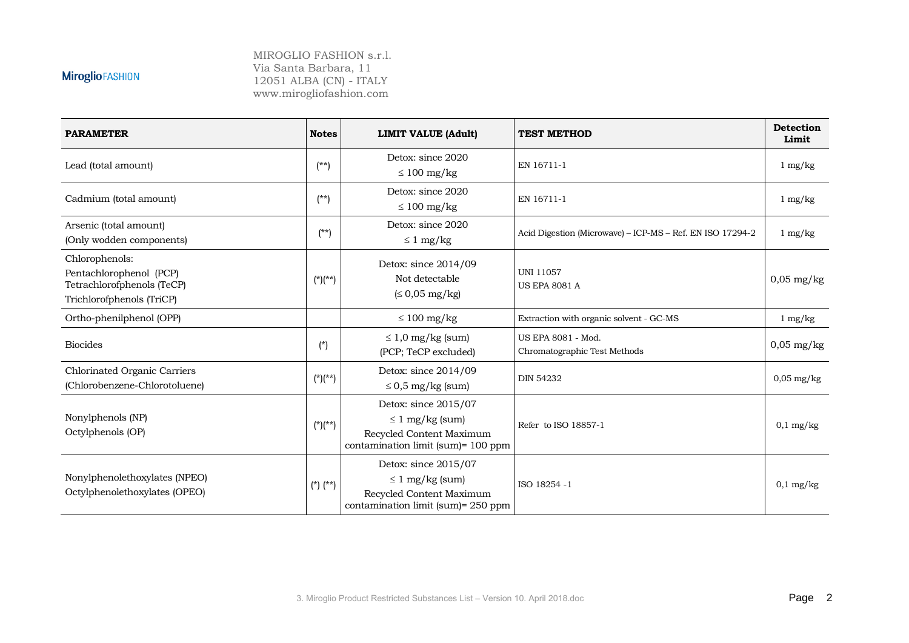MIROGLIO FASHION s.r.l.
Via Santa Barbara, 11
12051 ALBA (CN) - ITALY
www.mirogliofashion.com

| PARAMETER | Notes | LIMIT VALUE (Adult) | TEST METHOD | Detection Limit |
|---|---|---|---|---|
| Lead (total amount) | (**) | Detox: since 2020<br>≤ 100 mg/kg | EN 16711-1 | 1 mg/kg |
| Cadmium (total amount) | (**) | Detox: since 2020<br>≤ 100 mg/kg | EN 16711-1 | 1 mg/kg |
| Arsenic (total amount)<br>(Only wodden components) | (**) | Detox: since 2020<br>≤ 1 mg/kg | Acid Digestion (Microwave) – ICP-MS – Ref. EN ISO 17294-2 | 1 mg/kg |
| Chlorophenols:<br>Pentachlorophenol (PCP)<br>Tetrachlorofphenols (TeCP)<br>Trichlorofphenols (TriCP) | (*)(**) | Detox: since 2014/09<br>Not detectable<br>(≤ 0,05 mg/kg) | UNI 11057<br>US EPA 8081 A | 0,05 mg/kg |
| Ortho-phenilphenol (OPP) | | ≤ 100 mg/kg | Extraction with organic solvent - GC-MS | 1 mg/kg |
| Biocides | (*) | ≤ 1,0 mg/kg (sum)<br>(PCP; TeCP excluded) | US EPA 8081 - Mod.<br>Chromatographic Test Methods | 0,05 mg/kg |
| Chlorinated Organic Carriers<br>(Chlorobenzene-Chlorotoluene) | (*)(**) | Detox: since 2014/09<br>≤ 0,5 mg/kg (sum) | DIN 54232 | 0,05 mg/kg |
| Nonylphenols (NP)<br>Octylphenols (OP) | (*)(**) | Detox: since 2015/07<br>≤ 1 mg/kg (sum)<br>Recycled Content Maximum contamination limit (sum)= 100 ppm | Refer to ISO 18857-1 | 0,1 mg/kg |
| Nonylphenolethoxylates (NPEO)<br>Octylphenolethoxylates (OPEO) | (*) (**) | Detox: since 2015/07<br>≤ 1 mg/kg (sum)<br>Recycled Content Maximum contamination limit (sum)= 250 ppm | ISO 18254 -1 | 0,1 mg/kg |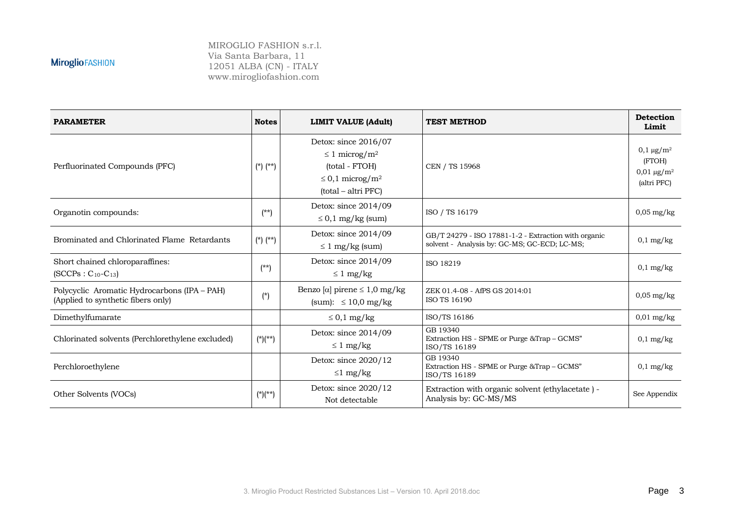| PARAMETER | Notes | LIMIT VALUE (Adult) | TEST METHOD | Detection Limit |
|---|---|---|---|---|
| Perfluorinated Compounds (PFC) | (*) (**) | Detox: since 2016/07<br>≤ 1 microg/$m^2$<br>(total - FTOH)<br>≤ 0,1 microg/$m^2$<br>(total – altri PFC) | CEN / TS 15968 | 0,1 µg/$m^2$<br>(FTOH)<br>0,01 µg/$m^2$<br>(altri PFC) |
| Organotin compounds: | (**) | Detox: since 2014/09<br>≤ 0,1 mg/kg (sum) | ISO / TS 16179 | 0,05 mg/kg |
| Brominated and Chlorinated Flame Retardants | (*) (**) | Detox: since 2014/09<br>≤ 1 mg/kg (sum) | GB/T 24279 - ISO 17881-1-2 - Extraction with organic solvent - Analysis by: GC-MS; GC-ECD; LC-MS; | 0,1 mg/kg |
| Short chained chloroparaffines:<br>(SCCPs : $C_{10}$-$C_{13}$) | (**) | Detox: since 2014/09<br>≤ 1 mg/kg | ISO 18219 | 0,1 mg/kg |
| Polycyclic Aromatic Hydrocarbons (IPA – PAH)<br>(Applied to synthetic fibers only) | (*) | Benzo [α] pirene ≤ 1,0 mg/kg<br>(sum): ≤ 10,0 mg/kg | ZEK 01.4-08 - AfPS GS 2014:01<br>ISO TS 16190 | 0,05 mg/kg |
| Dimethylfumarate | | ≤ 0,1 mg/kg | ISO/TS 16186 | 0,01 mg/kg |
| Chlorinated solvents (Perchlorethylene excluded) | (*)(**) | Detox: since 2014/09<br>≤ 1 mg/kg | GB 19340<br>Extraction HS - SPME or Purge &Trap – GCMS"<br>ISO/TS 16189 | 0,1 mg/kg |
| Perchloroethylene | | Detox: since 2020/12<br>≤1 mg/kg | GB 19340<br>Extraction HS - SPME or Purge &Trap – GCMS"<br>ISO/TS 16189 | 0,1 mg/kg |
| Other Solvents (VOCs) | (*)(**) | Detox: since 2020/12<br>Not detectable | Extraction with organic solvent (ethylacetate ) - Analysis by: GC-MS/MS | See Appendix |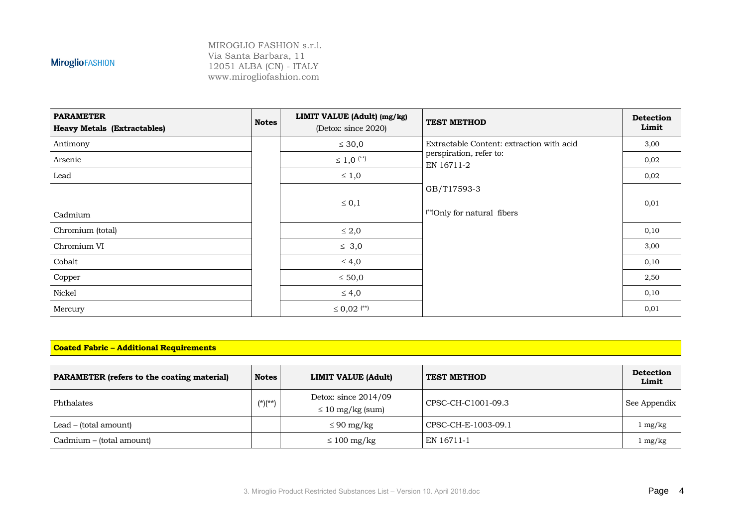| PARAMETER<br>**Heavy Metals (Extractables)** | Notes | LIMIT VALUE (Adult) (mg/kg)<br>(Detox: since 2020) | TEST METHOD | Detection Limit |
|---|---|---|---|---|
| Antimony | | ≤ 30,0 | Extractable Content: extraction with acid perspiration, refer to:<br>EN 16711-2<br><br>GB/T17593-3<br><br>(**)Only for natural fibers | 3,00 |
| Arsenic | | ≤ 1,0 (**) | | 0,02 |
| Lead | | ≤ 1,0 | | 0,02 |
| Cadmium | | ≤ 0,1 | | 0,01 |
| Chromium (total) | | ≤ 2,0 | | 0,10 |
| Chromium VI | | ≤ 3,0 | | 3,00 |
| Cobalt | | ≤ 4,0 | | 0,10 |
| Copper | | ≤ 50,0 | | 2,50 |
| Nickel | | ≤ 4,0 | | 0,10 |
| Mercury | | ≤ 0,02 (**) | | 0,01 |

**Coated Fabric – Additional Requirements**

| PARAMETER (refers to the coating material) | Notes | LIMIT VALUE (Adult) | TEST METHOD | Detection Limit |
|---|---|---|---|---|
| Phthalates | (*)(**) | Detox: since 2014/09<br>≤ 10 mg/kg (sum) | CPSC-CH-C1001-09.3 | See Appendix |
| Lead – (total amount) | | ≤ 90 mg/kg | CPSC-CH-E-1003-09.1 | 1 mg/kg |
| Cadmium – (total amount) | | ≤ 100 mg/kg | EN 16711-1 | 1 mg/kg |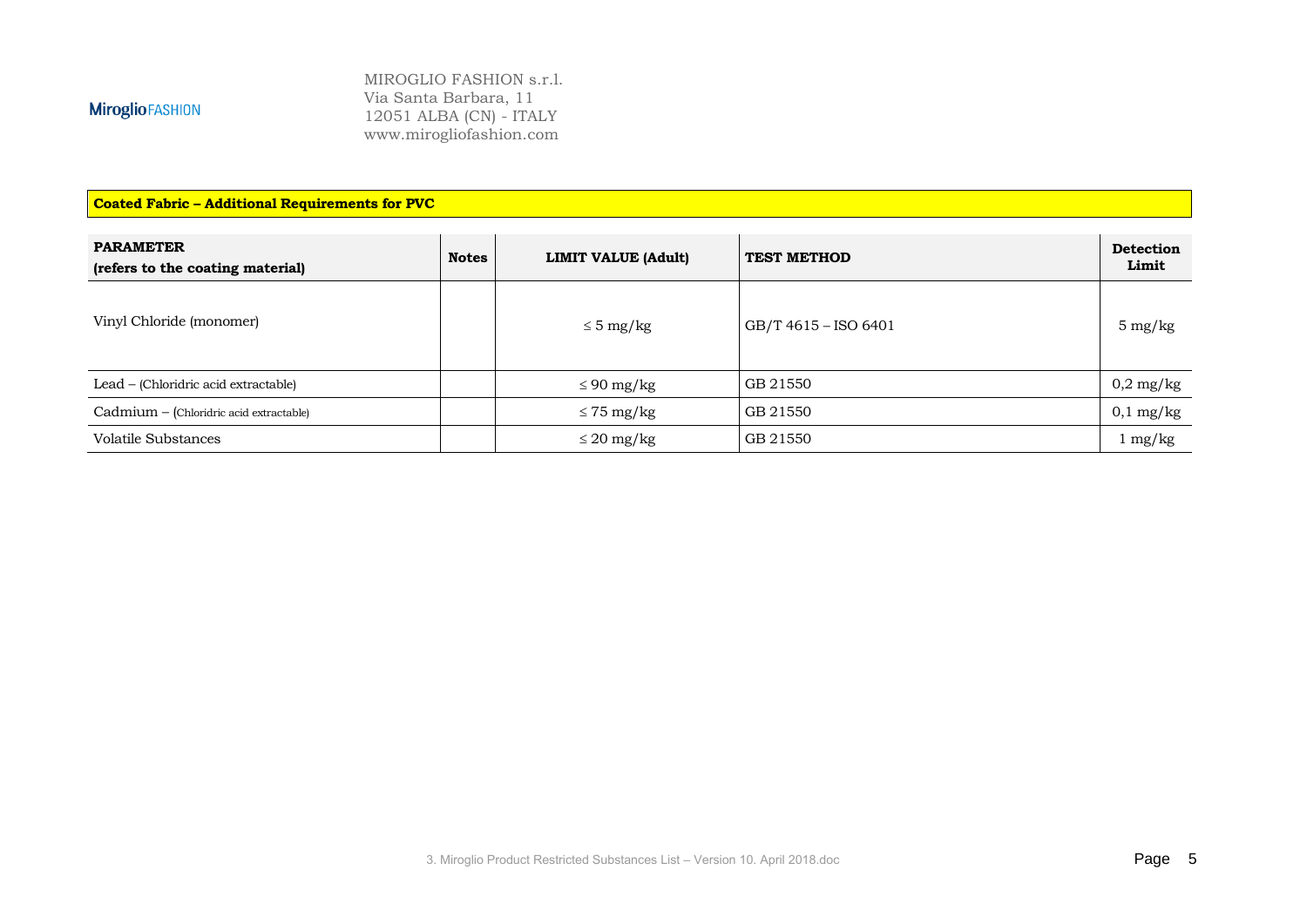**Coated Fabric – Additional Requirements for PVC**

| **PARAMETER (refers to the coating material)** | **Notes** | **LIMIT VALUE (Adult)** | **TEST METHOD** | **Detection Limit** |
|---|---|---|---|---|
| Vinyl Chloride (monomer) | | ≤ 5 mg/kg | GB/T 4615 – ISO 6401 | 5 mg/kg |
| Lead – (Chloridric acid extractable) | | ≤ 90 mg/kg | GB 21550 | 0,2 mg/kg |
| Cadmium – (Chloridric acid extractable) | | ≤ 75 mg/kg | GB 21550 | 0,1 mg/kg |
| Volatile Substances | | ≤ 20 mg/kg | GB 21550 | 1 mg/kg |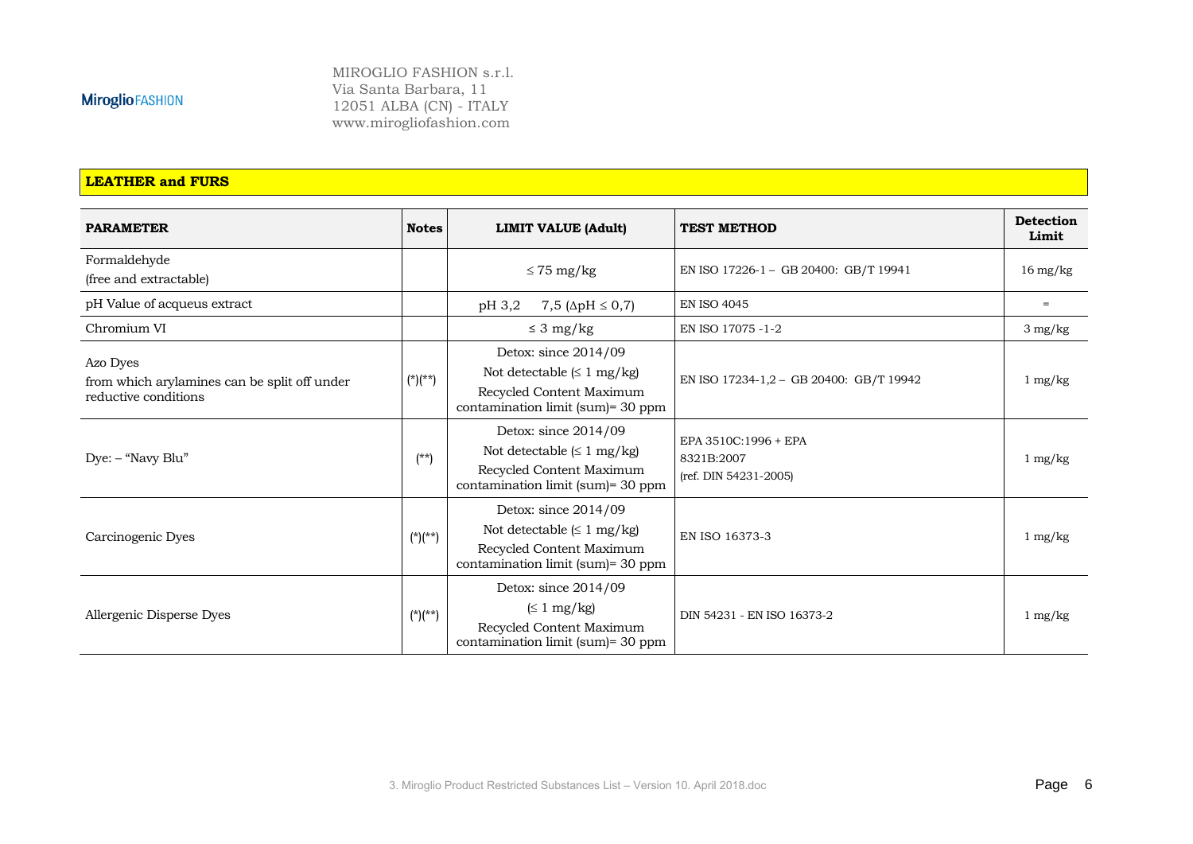MIROGLIO FASHION s.r.l.
Via Santa Barbara, 11
12051 ALBA (CN) - ITALY
www.mirogliofashion.com

## LEATHER and FURS

| PARAMETER | Notes | LIMIT VALUE (Adult) | TEST METHOD | Detection Limit |
|---|---|---|---|---|
| Formaldehyde (free and extractable) | | ≤ 75 mg/kg | EN ISO 17226-1 – GB 20400: GB/T 19941 | 16 mg/kg |
| pH Value of acqueus extract | | pH 3,2 7,5 (ΔpH ≤ 0,7) | EN ISO 4045 | = |
| Chromium VI | | ≤ 3 mg/kg | EN ISO 17075 -1-2 | 3 mg/kg |
| Azo Dyes from which arylamines can be split off under reductive conditions | (*)(**) | Detox: since 2014/09 Not detectable (≤ 1 mg/kg) Recycled Content Maximum contamination limit (sum)= 30 ppm | EN ISO 17234-1,2 – GB 20400: GB/T 19942 | 1 mg/kg |
| Dye: – "Navy Blu" | (**) | Detox: since 2014/09 Not detectable (≤ 1 mg/kg) Recycled Content Maximum contamination limit (sum)= 30 ppm | EPA 3510C:1996 + EPA 8321B:2007 (ref. DIN 54231-2005) | 1 mg/kg |
| Carcinogenic Dyes | (*)(**) | Detox: since 2014/09 Not detectable (≤ 1 mg/kg) Recycled Content Maximum contamination limit (sum)= 30 ppm | EN ISO 16373-3 | 1 mg/kg |
| Allergenic Disperse Dyes | (*)(**) | Detox: since 2014/09 (≤ 1 mg/kg) Recycled Content Maximum contamination limit (sum)= 30 ppm | DIN 54231 - EN ISO 16373-2 | 1 mg/kg |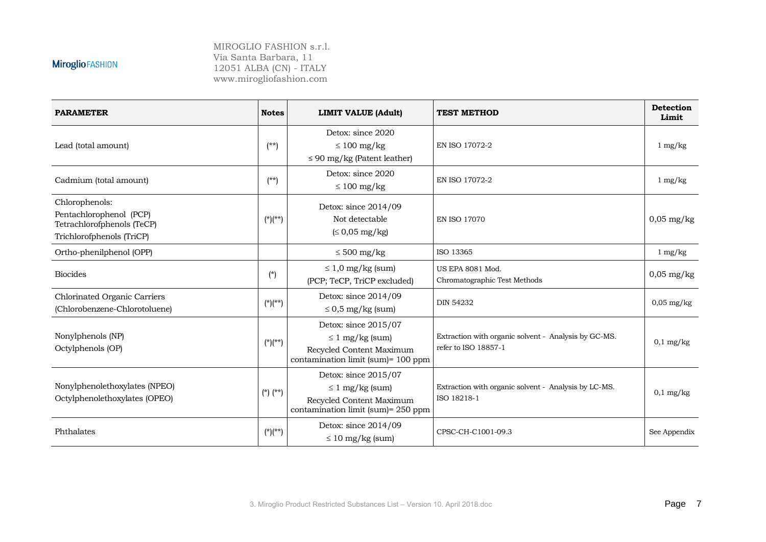| PARAMETER | Notes | LIMIT VALUE (Adult) | TEST METHOD | Detection Limit |
|---|---|---|---|---|
| Lead (total amount) | (**) | Detox: since 2020<br>≤ 100 mg/kg<br>≤ 90 mg/kg (Patent leather) | EN ISO 17072-2 | 1 mg/kg |
| Cadmium (total amount) | (**) | Detox: since 2020<br>≤ 100 mg/kg | EN ISO 17072-2 | 1 mg/kg |
| Chlorophenols:<br>Pentachlorophenol (PCP)<br>Tetrachlorofphenols (TeCP)<br>Trichlorofphenols (TriCP) | (*)(**) | Detox: since 2014/09<br>Not detectable<br>(≤ 0,05 mg/kg) | EN ISO 17070 | 0,05 mg/kg |
| Ortho-phenilphenol (OPP) | | ≤ 500 mg/kg | ISO 13365 | 1 mg/kg |
| Biocides | (*) | ≤ 1,0 mg/kg (sum)<br>(PCP; TeCP, TriCP excluded) | US EPA 8081 Mod.<br>Chromatographic Test Methods | 0,05 mg/kg |
| Chlorinated Organic Carriers<br>(Chlorobenzene-Chlorotoluene) | (*)(**) | Detox: since 2014/09<br>≤ 0,5 mg/kg (sum) | DIN 54232 | 0,05 mg/kg |
| Nonylphenols (NP)<br>Octylphenols (OP) | (*)(**) | Detox: since 2015/07<br>≤ 1 mg/kg (sum)<br>Recycled Content Maximum contamination limit (sum)= 100 ppm | Extraction with organic solvent - Analysis by GC-MS. refer to ISO 18857-1 | 0,1 mg/kg |
| Nonylphenolethoxylates (NPEO)<br>Octylphenolethoxylates (OPEO) | (*) (**) | Detox: since 2015/07<br>≤ 1 mg/kg (sum)<br>Recycled Content Maximum contamination limit (sum)= 250 ppm | Extraction with organic solvent - Analysis by LC-MS. ISO 18218-1 | 0,1 mg/kg |
| Phthalates | (*)(**) | Detox: since 2014/09<br>≤ 10 mg/kg (sum) | CPSC-CH-C1001-09.3 | See Appendix |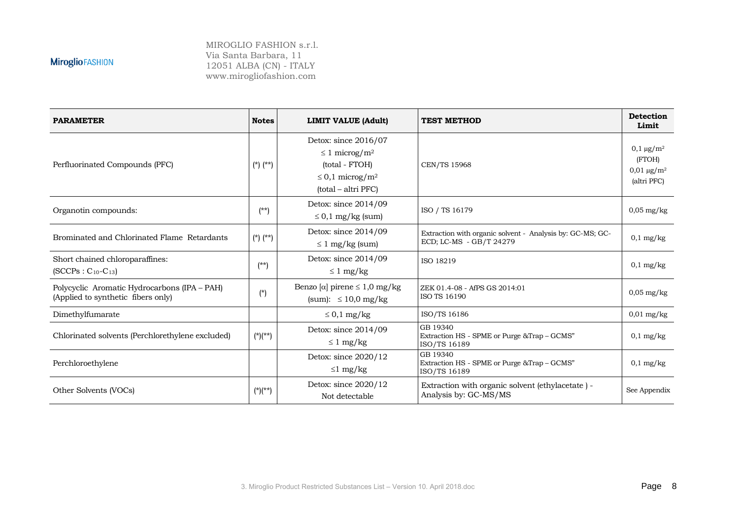| PARAMETER | Notes | LIMIT VALUE (Adult) | TEST METHOD | Detection Limit |
|---|---|---|---|---|
| Perfluorinated Compounds (PFC) | (*) (**) | Detox: since 2016/07<br>≤ 1 microg/m²<br>(total - FTOH)<br>≤ 0,1 microg/m²<br>(total – altri PFC) | CEN/TS 15968 | 0,1 μg/m²<br>(FTOH)<br>0,01 μg/m²<br>(altri PFC) |
| Organotin compounds: | (**) | Detox: since 2014/09<br>≤ 0,1 mg/kg (sum) | ISO / TS 16179 | 0,05 mg/kg |
| Brominated and Chlorinated Flame Retardants | (*) (**) | Detox: since 2014/09<br>≤ 1 mg/kg (sum) | Extraction with organic solvent - Analysis by: GC-MS; GC-ECD; LC-MS - GB/T 24279 | 0,1 mg/kg |
| Short chained chloroparaffines:<br>(SCCPs : $C_{10}$-$C_{13}$) | (**) | Detox: since 2014/09<br>≤ 1 mg/kg | ISO 18219 | 0,1 mg/kg |
| Polycyclic Aromatic Hydrocarbons (IPA – PAH)<br>(Applied to synthetic fibers only) | (*) | Benzo [α] pirene ≤ 1,0 mg/kg<br>(sum): ≤ 10,0 mg/kg | ZEK 01.4-08 - AfPS GS 2014:01<br>ISO TS 16190 | 0,05 mg/kg |
| Dimethylfumarate | | ≤ 0,1 mg/kg | ISO/TS 16186 | 0,01 mg/kg |
| Chlorinated solvents (Perchlorethylene excluded) | (*)(**) | Detox: since 2014/09<br>≤ 1 mg/kg | GB 19340<br>Extraction HS - SPME or Purge &Trap – GCMS"<br>ISO/TS 16189 | 0,1 mg/kg |
| Perchloroethylene | | Detox: since 2020/12<br>≤1 mg/kg | GB 19340<br>Extraction HS - SPME or Purge &Trap – GCMS"<br>ISO/TS 16189 | 0,1 mg/kg |
| Other Solvents (VOCs) | (*)(**) | Detox: since 2020/12<br>Not detectable | Extraction with organic solvent (ethylacetate ) - Analysis by: GC-MS/MS | See Appendix |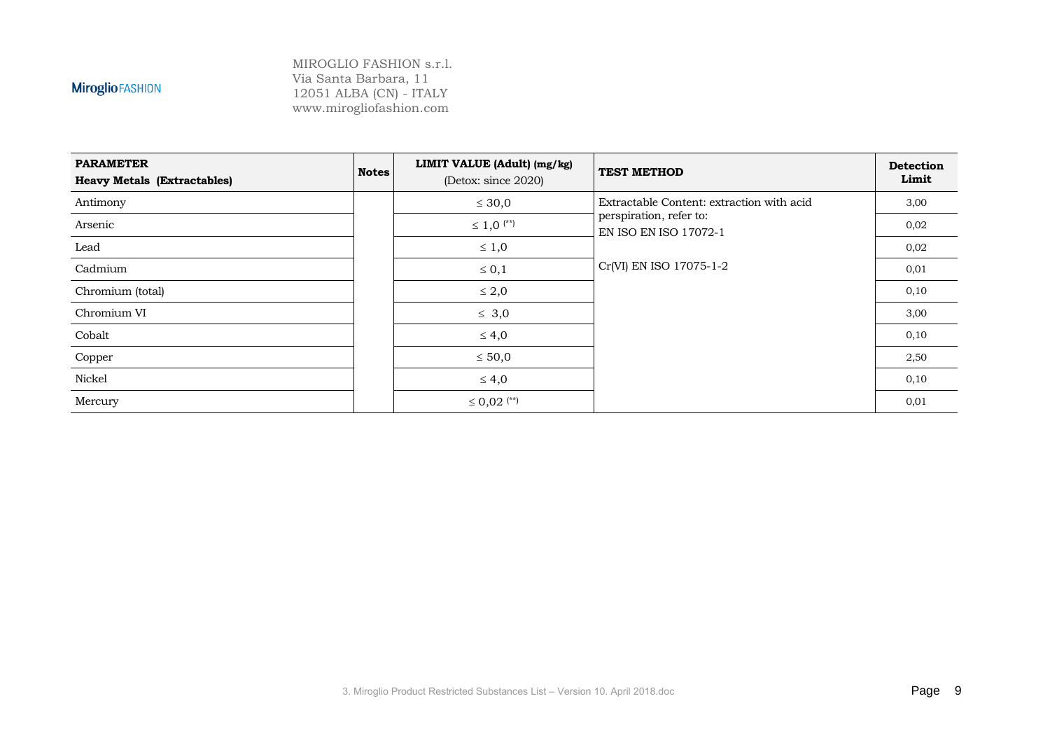| PARAMETER<br>Heavy Metals (Extractables) | Notes | LIMIT VALUE (Adult) (mg/kg)<br>(Detox: since 2020) | TEST METHOD | Detection Limit |
|---|---|---|---|---|
| Antimony | | ≤ 30,0 | Extractable Content: extraction with acid perspiration, refer to:<br>EN ISO EN ISO 17072-1<br><br>Cr(VI) EN ISO 17075-1-2 | 3,00 |
| Arsenic | | ≤ 1,0 (**) | | 0,02 |
| Lead | | ≤ 1,0 | | 0,02 |
| Cadmium | | ≤ 0,1 | | 0,01 |
| Chromium (total) | | ≤ 2,0 | | 0,10 |
| Chromium VI | | ≤ 3,0 | | 3,00 |
| Cobalt | | ≤ 4,0 | | 0,10 |
| Copper | | ≤ 50,0 | | 2,50 |
| Nickel | | ≤ 4,0 | | 0,10 |
| Mercury | | ≤ 0,02 (**) | | 0,01 |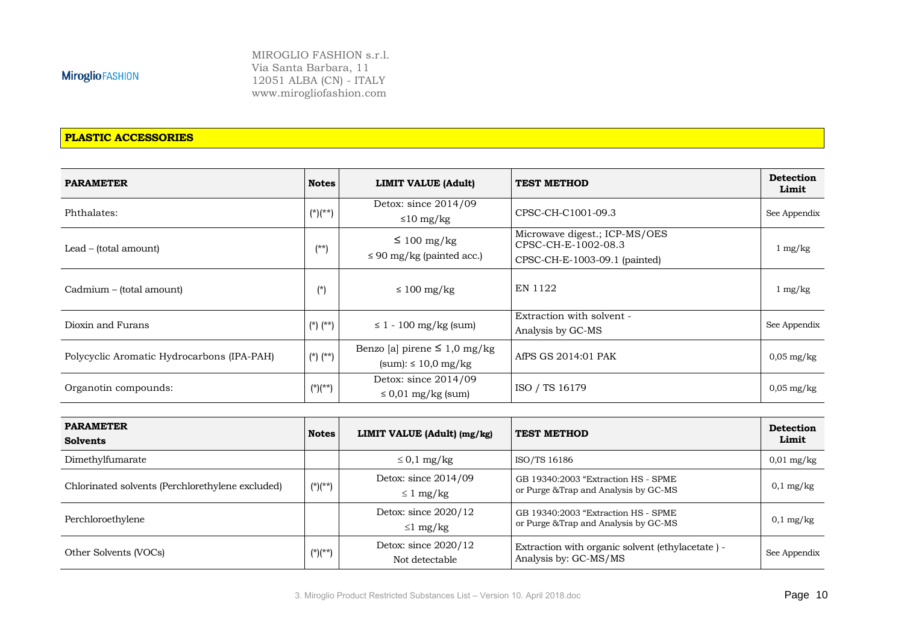## PLASTIC ACCESSORIES

| PARAMETER | Notes | LIMIT VALUE (Adult) | TEST METHOD | Detection Limit |
|---|---|---|---|---|
| Phthalates: | (*)(**) | Detox: since 2014/09<br>≤10 mg/kg | CPSC-CH-C1001-09.3 | See Appendix |
| Lead – (total amount) | (**) | ≤ 100 mg/kg<br>≤ 90 mg/kg (painted acc.) | Microwave digest.; ICP-MS/OES<br>CPSC-CH-E-1002-08.3<br>CPSC-CH-E-1003-09.1 (painted) | 1 mg/kg |
| Cadmium – (total amount) | (*) | ≤ 100 mg/kg | EN 1122 | 1 mg/kg |
| Dioxin and Furans | (*) (**) | ≤ 1 - 100 mg/kg (sum) | Extraction with solvent -<br>Analysis by GC-MS | See Appendix |
| Polycyclic Aromatic Hydrocarbons (IPA-PAH) | (*) (**) | Benzo [a] pirene ≤ 1,0 mg/kg<br>(sum): ≤ 10,0 mg/kg | AfPS GS 2014:01 PAK | 0,05 mg/kg |
| Organotin compounds: | (*)(**) | Detox: since 2014/09<br>≤ 0,01 mg/kg (sum) | ISO / TS 16179 | 0,05 mg/kg |

| PARAMETER<br>Solvents | Notes | LIMIT VALUE (Adult) (mg/kg) | TEST METHOD | Detection Limit |
|---|---|---|---|---|
| Dimethylfumarate | | ≤ 0,1 mg/kg | ISO/TS 16186 | 0,01 mg/kg |
| Chlorinated solvents (Perchlorethylene excluded) | (*)(**) | Detox: since 2014/09<br>≤ 1 mg/kg | GB 19340:2003 "Extraction HS - SPME<br>or Purge &Trap and Analysis by GC-MS | 0,1 mg/kg |
| Perchloroethylene | | Detox: since 2020/12<br>≤1 mg/kg | GB 19340:2003 "Extraction HS - SPME<br>or Purge &Trap and Analysis by GC-MS | 0,1 mg/kg |
| Other Solvents (VOCs) | (*)(**) | Detox: since 2020/12<br>Not detectable | Extraction with organic solvent (ethylacetate ) -<br>Analysis by: GC-MS/MS | See Appendix |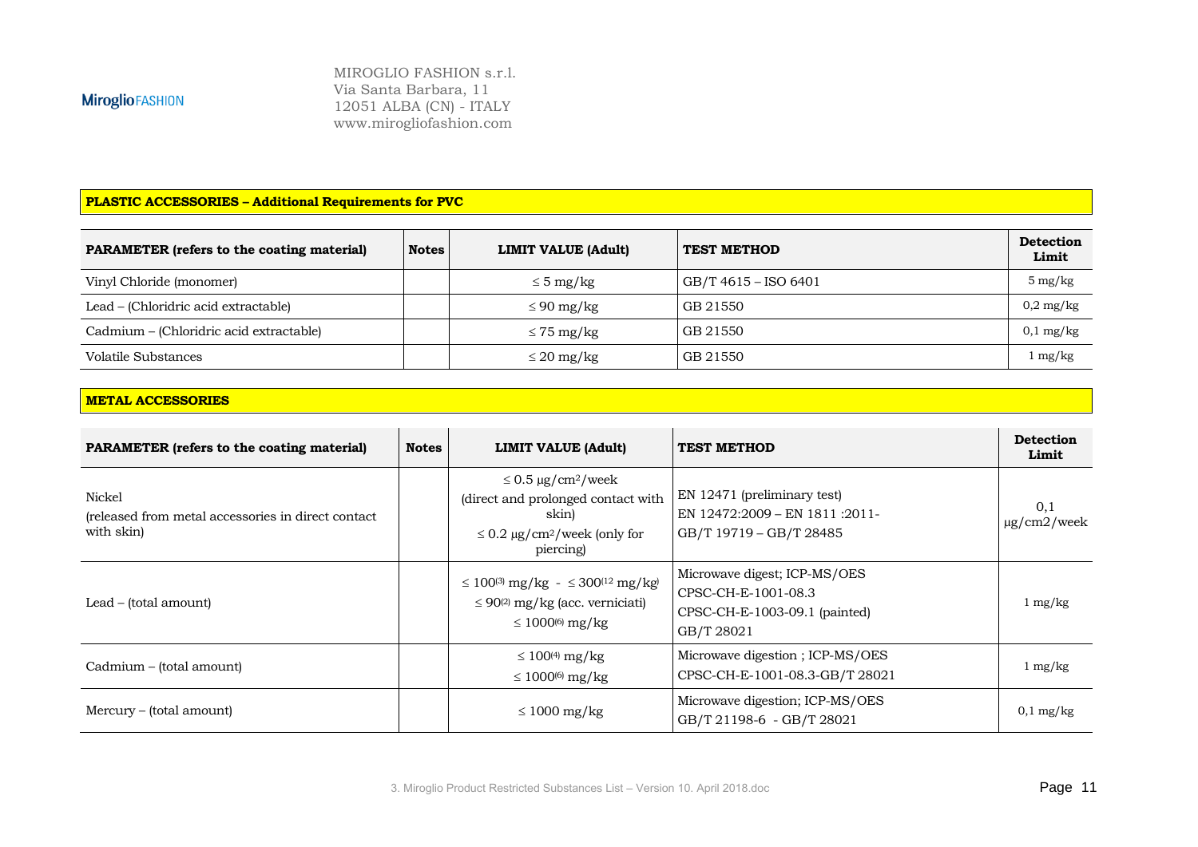MIROGLIO FASHION s.r.l.
Via Santa Barbara, 11
12051 ALBA (CN) - ITALY
www.mirogliofashion.com

## PLASTIC ACCESSORIES – Additional Requirements for PVC

| PARAMETER (refers to the coating material) | Notes | LIMIT VALUE (Adult) | TEST METHOD | Detection Limit |
|---|---|---|---|---|
| Vinyl Chloride (monomer) | | ≤ 5 mg/kg | GB/T 4615 – ISO 6401 | 5 mg/kg |
| Lead – (Chloridric acid extractable) | | ≤ 90 mg/kg | GB 21550 | 0,2 mg/kg |
| Cadmium – (Chloridric acid extractable) | | ≤ 75 mg/kg | GB 21550 | 0,1 mg/kg |
| Volatile Substances | | ≤ 20 mg/kg | GB 21550 | 1 mg/kg |

## METAL ACCESSORIES

| PARAMETER (refers to the coating material) | Notes | LIMIT VALUE (Adult) | TEST METHOD | Detection Limit |
|---|---|---|---|---|
| Nickel (released from metal accessories in direct contact with skin) | | ≤ 0.5 µg/cm²/week (direct and prolonged contact with skin) ≤ 0.2 µg/cm²/week (only for piercing) | EN 12471 (preliminary test) EN 12472:2009 – EN 1811 :2011- GB/T 19719 – GB/T 28485 | 0,1 µg/cm2/week |
| Lead – (total amount) | | ≤ 100[(3)] mg/kg - ≤ 300[(12] mg/kg) ≤ 90[(2)] mg/kg (acc. verniciati) ≤ 1000[(6)] mg/kg | Microwave digest; ICP-MS/OES CPSC-CH-E-1001-08.3 CPSC-CH-E-1003-09.1 (painted) GB/T 28021 | 1 mg/kg |
| Cadmium – (total amount) | | ≤ 100[(4)] mg/kg ≤ 1000[(6)] mg/kg | Microwave digestion ; ICP-MS/OES CPSC-CH-E-1001-08.3-GB/T 28021 | 1 mg/kg |
| Mercury – (total amount) | | ≤ 1000 mg/kg | Microwave digestion; ICP-MS/OES GB/T 21198-6 - GB/T 28021 | 0,1 mg/kg |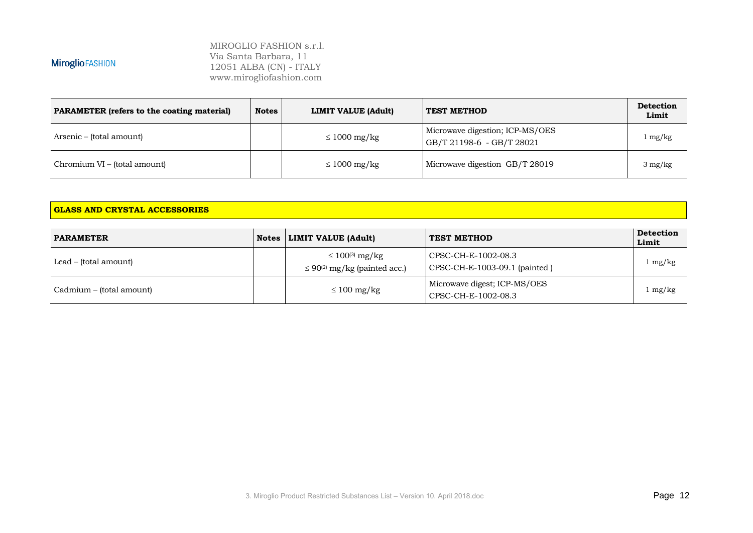| PARAMETER (refers to the coating material) | Notes | LIMIT VALUE (Adult) | TEST METHOD | Detection Limit |
|---|---|---|---|---|
| Arsenic – (total amount) | | ≤ 1000 mg/kg | Microwave digestion; ICP-MS/OES GB/T 21198-6 - GB/T 28021 | 1 mg/kg |
| Chromium VI – (total amount) | | ≤ 1000 mg/kg | Microwave digestion GB/T 28019 | 3 mg/kg |

**GLASS AND CRYSTAL ACCESSORIES**

| PARAMETER | Notes | LIMIT VALUE (Adult) | TEST METHOD | Detection Limit |
|---|---|---|---|---|
| Lead – (total amount) | | ≤ 100(3) mg/kg<br>≤ 90(2) mg/kg (painted acc.) | CPSC-CH-E-1002-08.3<br>CPSC-CH-E-1003-09.1 (painted ) | 1 mg/kg |
| Cadmium – (total amount) | | ≤ 100 mg/kg | Microwave digest; ICP-MS/OES<br>CPSC-CH-E-1002-08.3 | 1 mg/kg |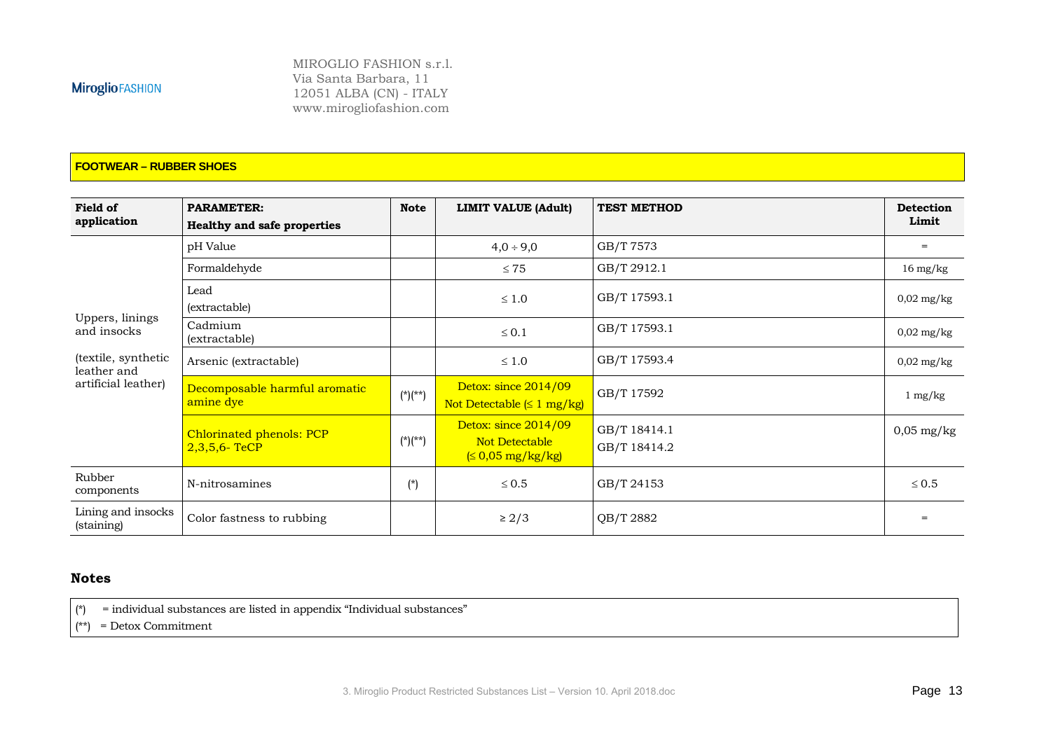MiroglioFASHION

MIROGLIO FASHION s.r.l.
Via Santa Barbara, 11
12051 ALBA (CN) - ITALY
www.mirogliofashion.com

**FOOTWEAR – RUBBER SHOES**

| Field of application | PARAMETER: Healthy and safe properties | Note | LIMIT VALUE (Adult) | TEST METHOD | Detection Limit |
|---|---|---|---|---|---|
| Uppers, linings and insocks (textile, synthetic leather and artificial leather) | pH Value | | 4,0 ÷ 9,0 | GB/T 7573 | = |
| | Formaldehyde | | ≤ 75 | GB/T 2912.1 | 16 mg/kg |
| | Lead (extractable) | | ≤ 1.0 | GB/T 17593.1 | 0,02 mg/kg |
| | Cadmium (extractable) | | ≤ 0.1 | GB/T 17593.1 | 0,02 mg/kg |
| | Arsenic (extractable) | | ≤ 1.0 | GB/T 17593.4 | 0,02 mg/kg |
| | Decomposable harmful aromatic amine dye | (*)(**) | Detox: since 2014/09 Not Detectable (≤ 1 mg/kg) | GB/T 17592 | 1 mg/kg |
| | Chlorinated phenols: PCP 2,3,5,6- TeCP | (*)(**) | Detox: since 2014/09 Not Detectable (≤ 0,05 mg/kg/kg) | GB/T 18414.1 GB/T 18414.2 | 0,05 mg/kg |
| Rubber components | N-nitrosamines | (*) | ≤ 0.5 | GB/T 24153 | ≤ 0.5 |
| Lining and insocks (staining) | Color fastness to rubbing | | ≥ 2/3 | QB/T 2882 | = |

## Notes

(*) = individual substances are listed in appendix "Individual substances"
(**) = Detox Commitment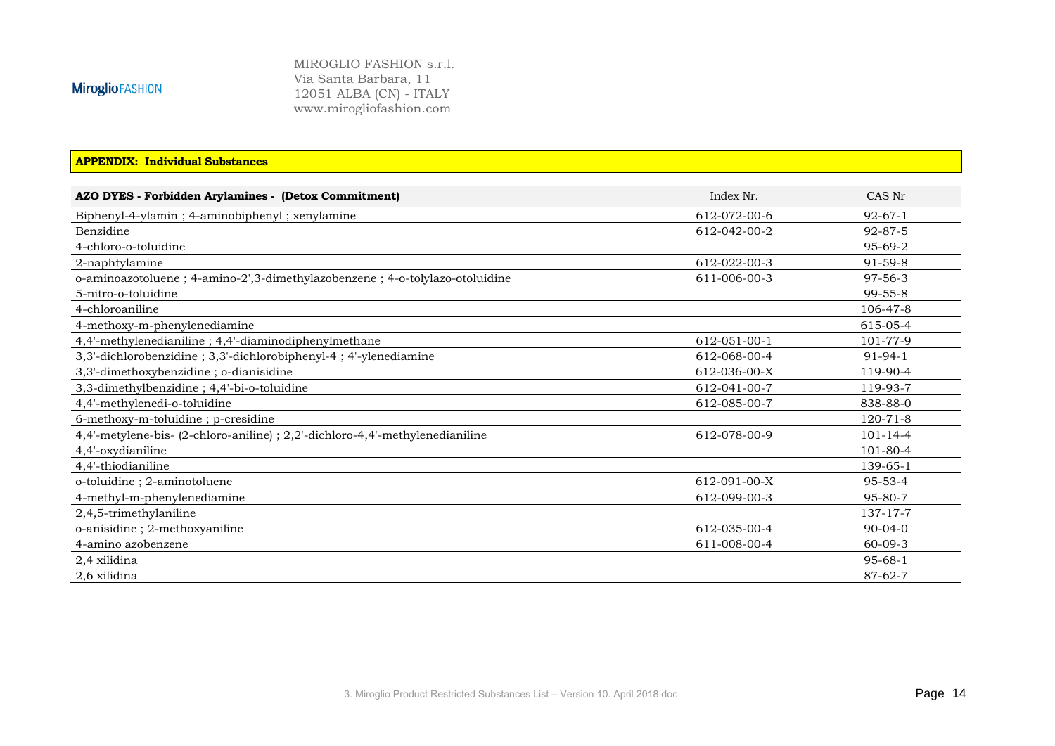MIROGLIO FASHION s.r.l.
Via Santa Barbara, 11
12051 ALBA (CN) - ITALY
www.mirogliofashion.com

**APPENDIX: Individual Substances**

| **AZO DYES - Forbidden Arylamines - (Detox Commitment)** | Index Nr. | CAS Nr |
|---|---|---|
| Biphenyl-4-ylamin ; 4-aminobiphenyl ; xenylamine | 612-072-00-6 | 92-67-1 |
| Benzidine | 612-042-00-2 | 92-87-5 |
| 4-chloro-o-toluidine | | 95-69-2 |
| 2-naphtylamine | 612-022-00-3 | 91-59-8 |
| o-aminoazotoluene ; 4-amino-2',3-dimethylazobenzene ; 4-o-tolylazo-otoluidine | 611-006-00-3 | 97-56-3 |
| 5-nitro-o-toluidine | | 99-55-8 |
| 4-chloroaniline | | 106-47-8 |
| 4-methoxy-m-phenylenediamine | | 615-05-4 |
| 4,4'-methylenedianiline ; 4,4'-diaminodiphenylmethane | 612-051-00-1 | 101-77-9 |
| 3,3'-dichlorobenzidine ; 3,3'-dichlorobiphenyl-4 ; 4'-ylenediamine | 612-068-00-4 | 91-94-1 |
| 3,3'-dimethoxybenzidine ; o-dianisidine | 612-036-00-X | 119-90-4 |
| 3,3-dimethylbenzidine ; 4,4'-bi-o-toluidine | 612-041-00-7 | 119-93-7 |
| 4,4'-methylenedi-o-toluidine | 612-085-00-7 | 838-88-0 |
| 6-methoxy-m-toluidine ; p-cresidine | | 120-71-8 |
| 4,4'-metylene-bis- (2-chloro-aniline) ; 2,2'-dichloro-4,4'-methylenedianiline | 612-078-00-9 | 101-14-4 |
| 4,4'-oxydianiline | | 101-80-4 |
| 4,4'-thiodianiline | | 139-65-1 |
| o-toluidine ; 2-aminotoluene | 612-091-00-X | 95-53-4 |
| 4-methyl-m-phenylenediamine | 612-099-00-3 | 95-80-7 |
| 2,4,5-trimethylaniline | | 137-17-7 |
| o-anisidine ; 2-methoxyaniline | 612-035-00-4 | 90-04-0 |
| 4-amino azobenzene | 611-008-00-4 | 60-09-3 |
| 2,4 xilidina | | 95-68-1 |
| 2,6 xilidina | | 87-62-7 |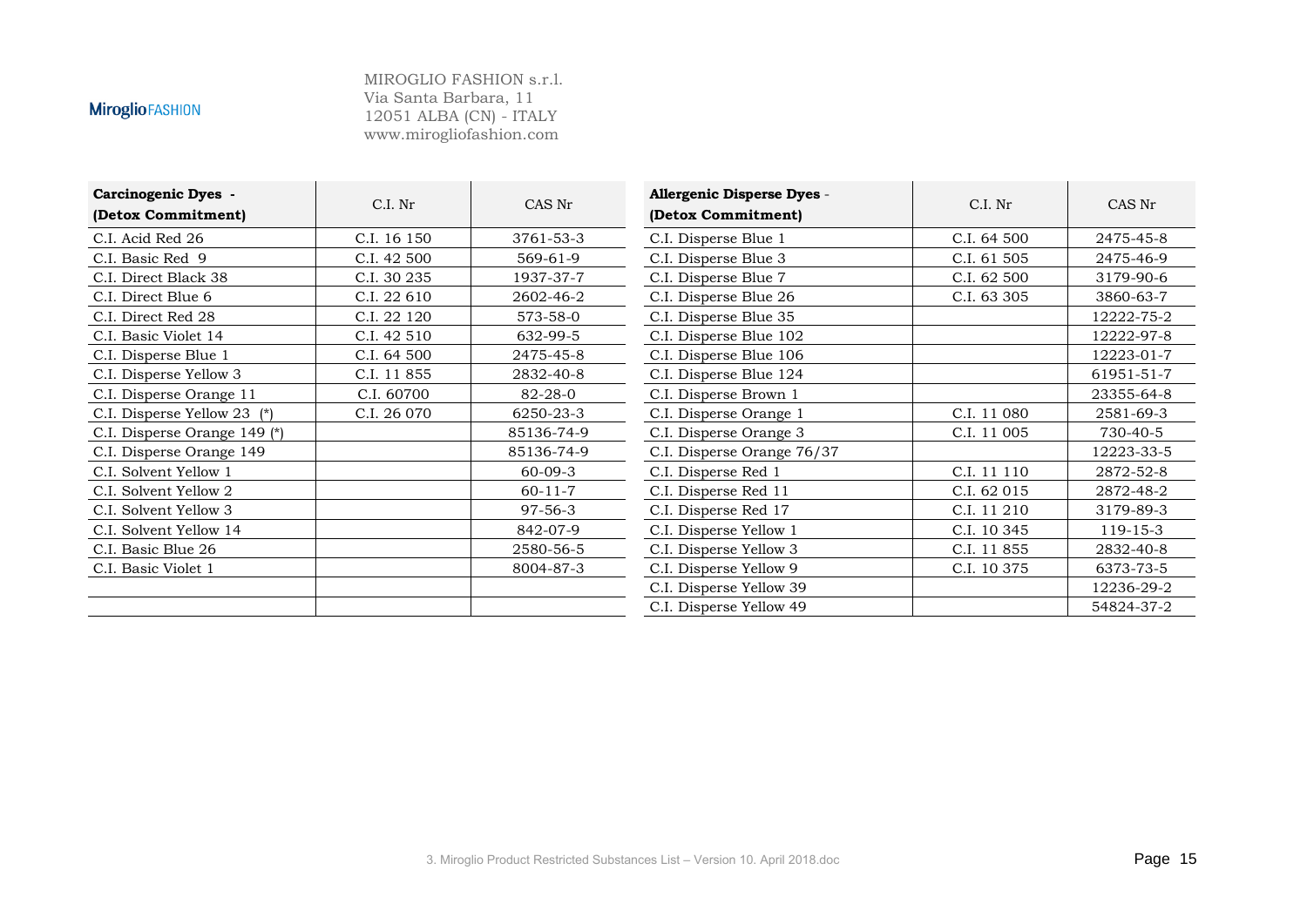MIROGLIO FASHION s.r.l.
Via Santa Barbara, 11
12051 ALBA (CN) - ITALY
www.mirogliofashion.com

| **Carcinogenic Dyes - (Detox Commitment)** | C.I. Nr | CAS Nr |
|---|---|---|
| C.I. Acid Red 26 | C.I. 16 150 | 3761-53-3 |
| C.I. Basic Red 9 | C.I. 42 500 | 569-61-9 |
| C.I. Direct Black 38 | C.I. 30 235 | 1937-37-7 |
| C.I. Direct Blue 6 | C.I. 22 610 | 2602-46-2 |
| C.I. Direct Red 28 | C.I. 22 120 | 573-58-0 |
| C.I. Basic Violet 14 | C.I. 42 510 | 632-99-5 |
| C.I. Disperse Blue 1 | C.I. 64 500 | 2475-45-8 |
| C.I. Disperse Yellow 3 | C.I. 11 855 | 2832-40-8 |
| C.I. Disperse Orange 11 | C.I. 60700 | 82-28-0 |
| C.I. Disperse Yellow 23 (*) | C.I. 26 070 | 6250-23-3 |
| C.I. Disperse Orange 149 (*) | | 85136-74-9 |
| C.I. Disperse Orange 149 | | 85136-74-9 |
| C.I. Solvent Yellow 1 | | 60-09-3 |
| C.I. Solvent Yellow 2 | | 60-11-7 |
| C.I. Solvent Yellow 3 | | 97-56-3 |
| C.I. Solvent Yellow 14 | | 842-07-9 |
| C.I. Basic Blue 26 | | 2580-56-5 |
| C.I. Basic Violet 1 | | 8004-87-3 |
| | | |
| | | |

| **Allergenic Disperse Dyes - (Detox Commitment)** | C.I. Nr | CAS Nr |
|---|---|---|
| C.I. Disperse Blue 1 | C.I. 64 500 | 2475-45-8 |
| C.I. Disperse Blue 3 | C.I. 61 505 | 2475-46-9 |
| C.I. Disperse Blue 7 | C.I. 62 500 | 3179-90-6 |
| C.I. Disperse Blue 26 | C.I. 63 305 | 3860-63-7 |
| C.I. Disperse Blue 35 | | 12222-75-2 |
| C.I. Disperse Blue 102 | | 12222-97-8 |
| C.I. Disperse Blue 106 | | 12223-01-7 |
| C.I. Disperse Blue 124 | | 61951-51-7 |
| C.I. Disperse Brown 1 | | 23355-64-8 |
| C.I. Disperse Orange 1 | C.I. 11 080 | 2581-69-3 |
| C.I. Disperse Orange 3 | C.I. 11 005 | 730-40-5 |
| C.I. Disperse Orange 76/37 | | 12223-33-5 |
| C.I. Disperse Red 1 | C.I. 11 110 | 2872-52-8 |
| C.I. Disperse Red 11 | C.I. 62 015 | 2872-48-2 |
| C.I. Disperse Red 17 | C.I. 11 210 | 3179-89-3 |
| C.I. Disperse Yellow 1 | C.I. 10 345 | 119-15-3 |
| C.I. Disperse Yellow 3 | C.I. 11 855 | 2832-40-8 |
| C.I. Disperse Yellow 9 | C.I. 10 375 | 6373-73-5 |
| C.I. Disperse Yellow 39 | | 12236-29-2 |
| C.I. Disperse Yellow 49 | | 54824-37-2 |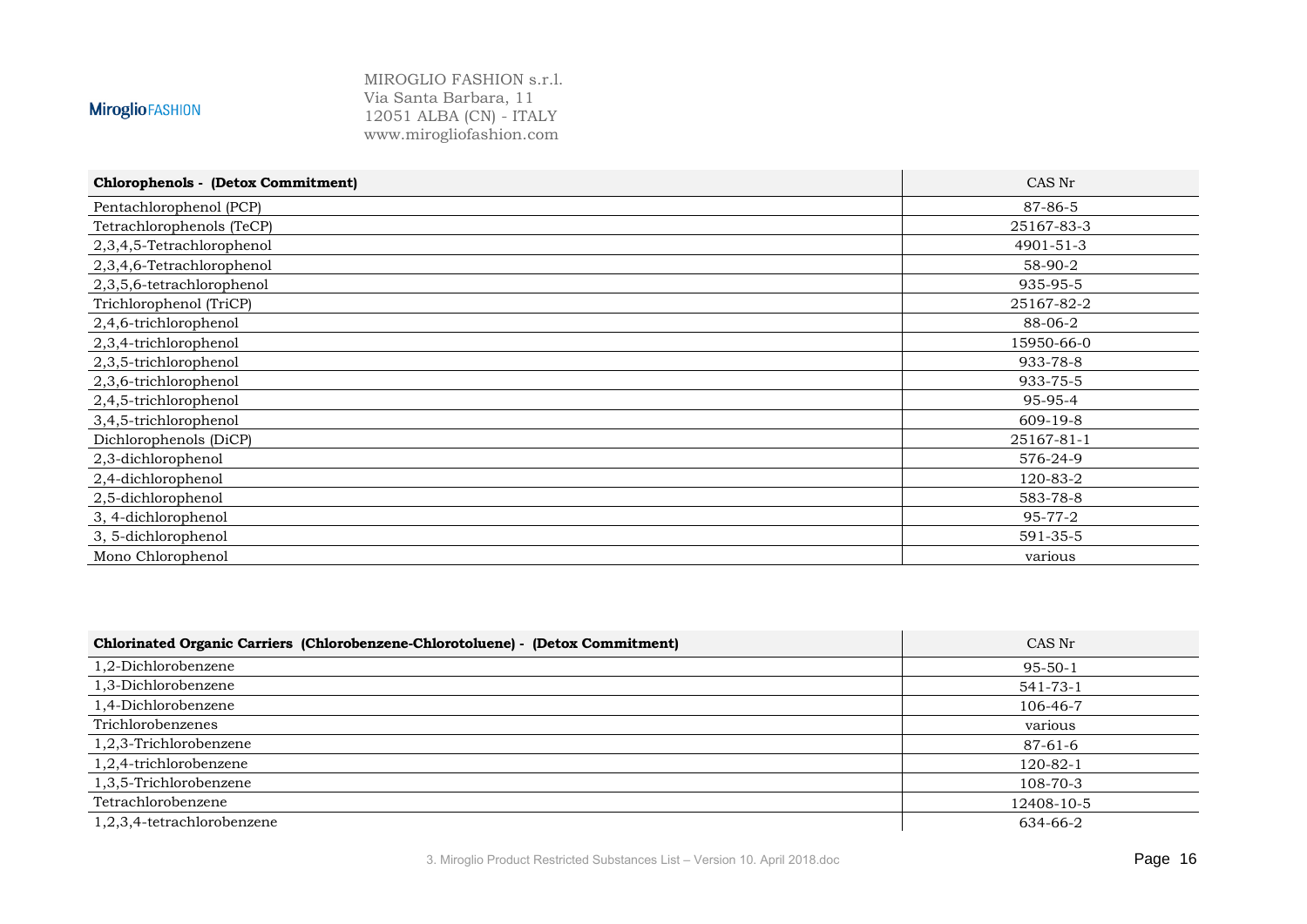| Chlorophenols - (Detox Commitment) | CAS Nr |
|---|---|
| Pentachlorophenol (PCP) | 87-86-5 |
| Tetrachlorophenols (TeCP) | 25167-83-3 |
| 2,3,4,5-Tetrachlorophenol | 4901-51-3 |
| 2,3,4,6-Tetrachlorophenol | 58-90-2 |
| 2,3,5,6-tetrachlorophenol | 935-95-5 |
| Trichlorophenol (TriCP) | 25167-82-2 |
| 2,4,6-trichlorophenol | 88-06-2 |
| 2,3,4-trichlorophenol | 15950-66-0 |
| 2,3,5-trichlorophenol | 933-78-8 |
| 2,3,6-trichlorophenol | 933-75-5 |
| 2,4,5-trichlorophenol | 95-95-4 |
| 3,4,5-trichlorophenol | 609-19-8 |
| Dichlorophenols (DiCP) | 25167-81-1 |
| 2,3-dichlorophenol | 576-24-9 |
| 2,4-dichlorophenol | 120-83-2 |
| 2,5-dichlorophenol | 583-78-8 |
| 3, 4-dichlorophenol | 95-77-2 |
| 3, 5-dichlorophenol | 591-35-5 |
| Mono Chlorophenol | various |

| Chlorinated Organic Carriers (Chlorobenzene-Chlorotoluene) - (Detox Commitment) | CAS Nr |
|---|---|
| 1,2-Dichlorobenzene | 95-50-1 |
| 1,3-Dichlorobenzene | 541-73-1 |
| 1,4-Dichlorobenzene | 106-46-7 |
| Trichlorobenzenes | various |
| 1,2,3-Trichlorobenzene | 87-61-6 |
| 1,2,4-trichlorobenzene | 120-82-1 |
| 1,3,5-Trichlorobenzene | 108-70-3 |
| Tetrachlorobenzene | 12408-10-5 |
| 1,2,3,4-tetrachlorobenzene | 634-66-2 |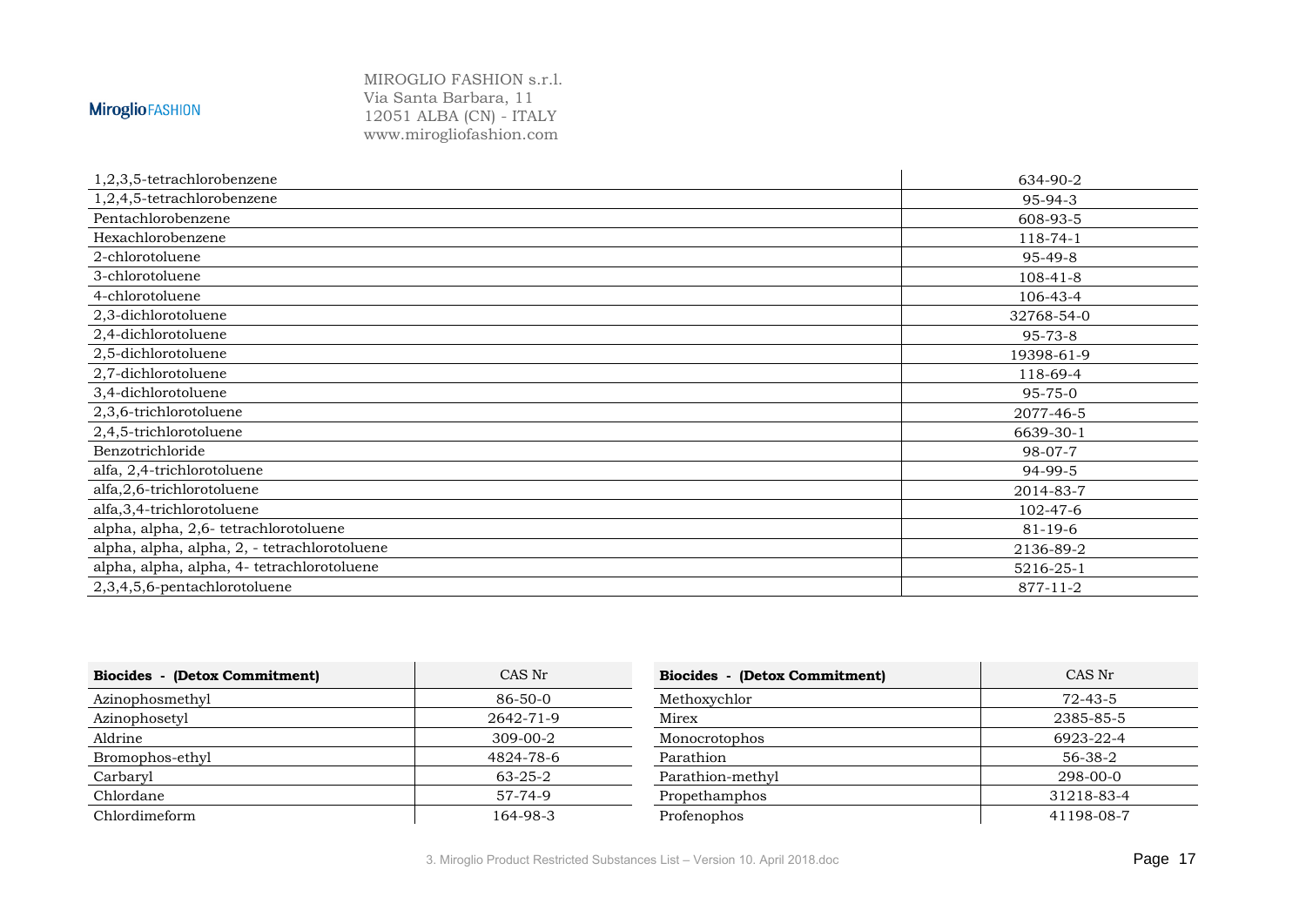| | |
|---|---|
| 1,2,3,5-tetrachlorobenzene | 634-90-2 |
| 1,2,4,5-tetrachlorobenzene | 95-94-3 |
| Pentachlorobenzene | 608-93-5 |
| Hexachlorobenzene | 118-74-1 |
| 2-chlorotoluene | 95-49-8 |
| 3-chlorotoluene | 108-41-8 |
| 4-chlorotoluene | 106-43-4 |
| 2,3-dichlorotoluene | 32768-54-0 |
| 2,4-dichlorotoluene | 95-73-8 |
| 2,5-dichlorotoluene | 19398-61-9 |
| 2,7-dichlorotoluene | 118-69-4 |
| 3,4-dichlorotoluene | 95-75-0 |
| 2,3,6-trichlorotoluene | 2077-46-5 |
| 2,4,5-trichlorotoluene | 6639-30-1 |
| Benzotrichloride | 98-07-7 |
| alfa, 2,4-trichlorotoluene | 94-99-5 |
| alfa,2,6-trichlorotoluene | 2014-83-7 |
| alfa,3,4-trichlorotoluene | 102-47-6 |
| alpha, alpha, 2,6- tetrachlorotoluene | 81-19-6 |
| alpha, alpha, alpha, 2, - tetrachlorotoluene | 2136-89-2 |
| alpha, alpha, alpha, 4- tetrachlorotoluene | 5216-25-1 |
| 2,3,4,5,6-pentachlorotoluene | 877-11-2 |

| **Biocides - (Detox Commitment)** | CAS Nr |
|---|---|
| Azinophosmethyl | 86-50-0 |
| Azinophosetyl | 2642-71-9 |
| Aldrine | 309-00-2 |
| Bromophos-ethyl | 4824-78-6 |
| Carbaryl | 63-25-2 |
| Chlordane | 57-74-9 |
| Chlordimeform | 164-98-3 |

| **Biocides - (Detox Commitment)** | CAS Nr |
|---|---|
| Methoxychlor | 72-43-5 |
| Mirex | 2385-85-5 |
| Monocrotophos | 6923-22-4 |
| Parathion | 56-38-2 |
| Parathion-methyl | 298-00-0 |
| Propethamphos | 31218-83-4 |
| Profenophos | 41198-08-7 |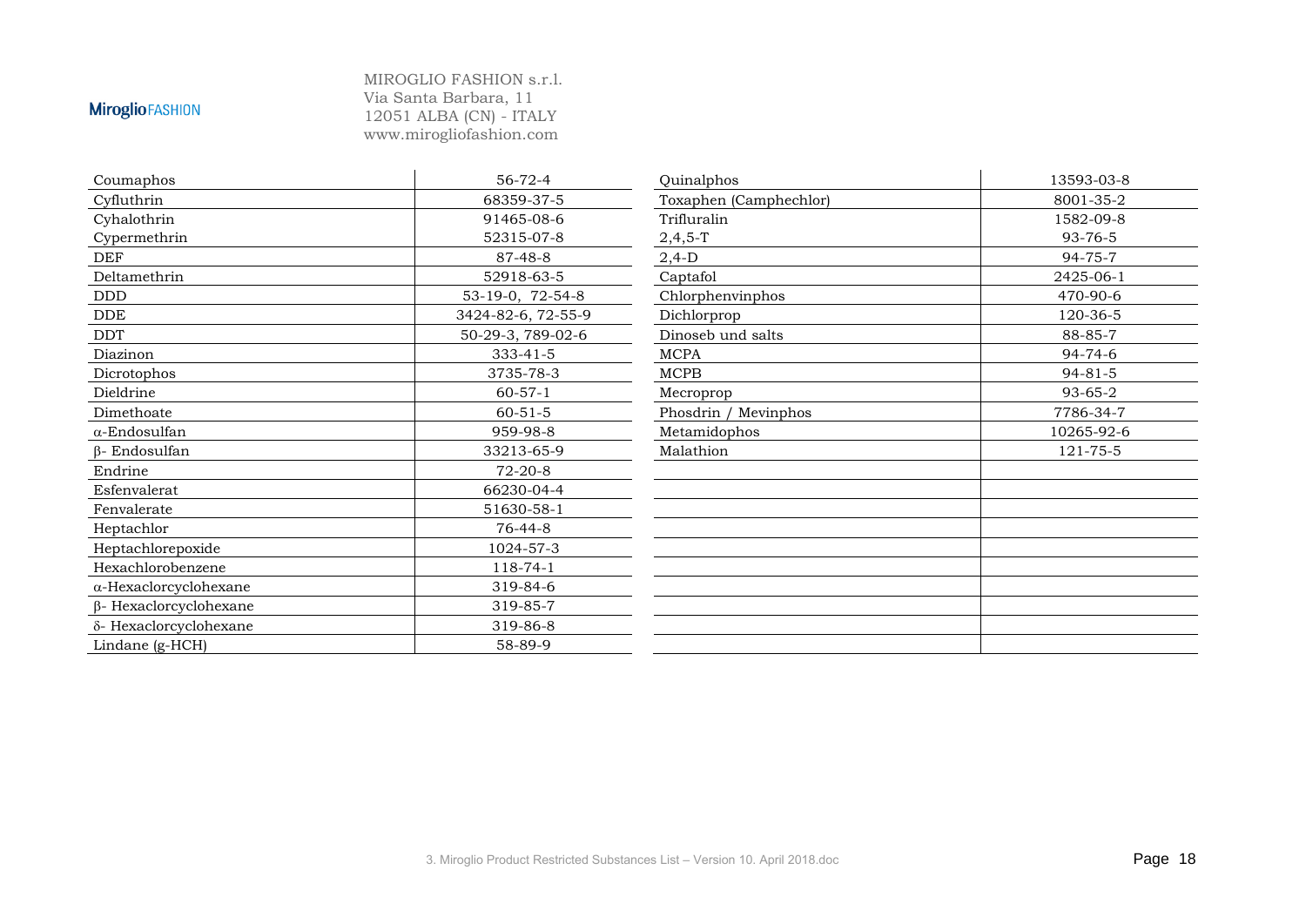| | |
|---|---|
| Coumaphos | 56-72-4 |
| Cyfluthrin | 68359-37-5 |
| Cyhalothrin | 91465-08-6 |
| Cypermethrin | 52315-07-8 |
| DEF | 87-48-8 |
| Deltamethrin | 52918-63-5 |
| DDD | 53-19-0, 72-54-8 |
| DDE | 3424-82-6, 72-55-9 |
| DDT | 50-29-3, 789-02-6 |
| Diazinon | 333-41-5 |
| Dicrotophos | 3735-78-3 |
| Dieldrine | 60-57-1 |
| Dimethoate | 60-51-5 |
| α-Endosulfan | 959-98-8 |
| β- Endosulfan | 33213-65-9 |
| Endrine | 72-20-8 |
| Esfenvalerat | 66230-04-4 |
| Fenvalerate | 51630-58-1 |
| Heptachlor | 76-44-8 |
| Heptachlorepoxide | 1024-57-3 |
| Hexachlorobenzene | 118-74-1 |
| α-Hexaclorcyclohexane | 319-84-6 |
| β- Hexaclorcyclohexane | 319-85-7 |
| δ- Hexaclorcyclohexane | 319-86-8 |
| Lindane (g-HCH) | 58-89-9 |
| Quinalphos | 13593-03-8 |
| Toxaphen (Camphechlor) | 8001-35-2 |
| Trifluralin | 1582-09-8 |
| 2,4,5-T | 93-76-5 |
| 2,4-D | 94-75-7 |
| Captafol | 2425-06-1 |
| Chlorphenvinphos | 470-90-6 |
| Dichlorprop | 120-36-5 |
| Dinoseb und salts | 88-85-7 |
| MCPA | 94-74-6 |
| MCPB | 94-81-5 |
| Mecroprop | 93-65-2 |
| Phosdrin / Mevinphos | 7786-34-7 |
| Metamidophos | 10265-92-6 |
| Malathion | 121-75-5 |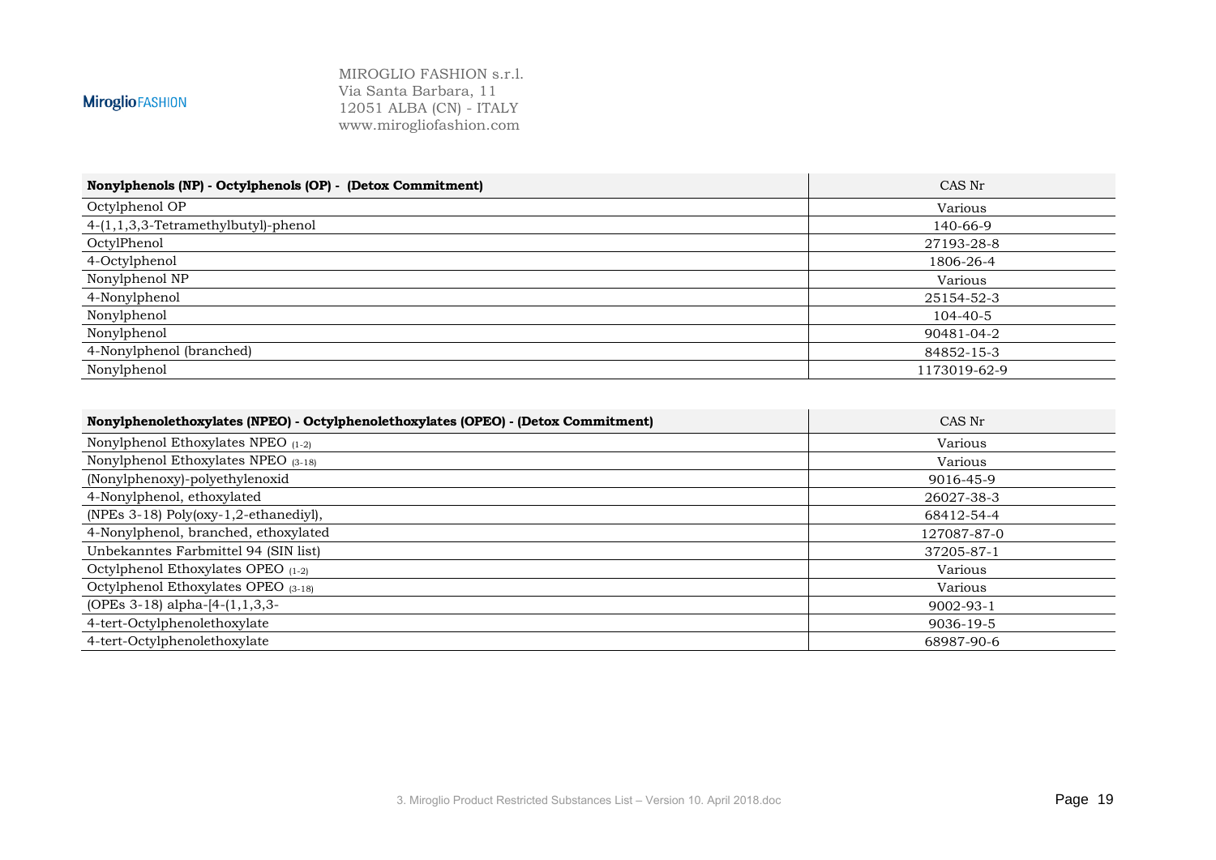| Nonylphenols (NP) - Octylphenols (OP) - (Detox Commitment) | CAS Nr |
|---|---|
| Octylphenol OP | Various |
| 4-(1,1,3,3-Tetramethylbutyl)-phenol | 140-66-9 |
| OctylPhenol | 27193-28-8 |
| 4-Octylphenol | 1806-26-4 |
| Nonylphenol NP | Various |
| 4-Nonylphenol | 25154-52-3 |
| Nonylphenol | 104-40-5 |
| Nonylphenol | 90481-04-2 |
| 4-Nonylphenol (branched) | 84852-15-3 |
| Nonylphenol | 1173019-62-9 |

| Nonylphenolethoxylates (NPEO) - Octylphenolethoxylates (OPEO) - (Detox Commitment) | CAS Nr |
|---|---|
| Nonylphenol Ethoxylates NPEO $_{(1-2)}$ | Various |
| Nonylphenol Ethoxylates NPEO $_{(3-18)}$ | Various |
| (Nonylphenoxy)-polyethylenoxid | 9016-45-9 |
| 4-Nonylphenol, ethoxylated | 26027-38-3 |
| (NPEs 3-18) Poly(oxy-1,2-ethanediyl), | 68412-54-4 |
| 4-Nonylphenol, branched, ethoxylated | 127087-87-0 |
| Unbekanntes Farbmittel 94 (SIN list) | 37205-87-1 |
| Octylphenol Ethoxylates OPEO $_{(1-2)}$ | Various |
| Octylphenol Ethoxylates OPEO $_{(3-18)}$ | Various |
| (OPEs 3-18) alpha-[4-(1,1,3,3- | 9002-93-1 |
| 4-tert-Octylphenolethoxylate | 9036-19-5 |
| 4-tert-Octylphenolethoxylate | 68987-90-6 |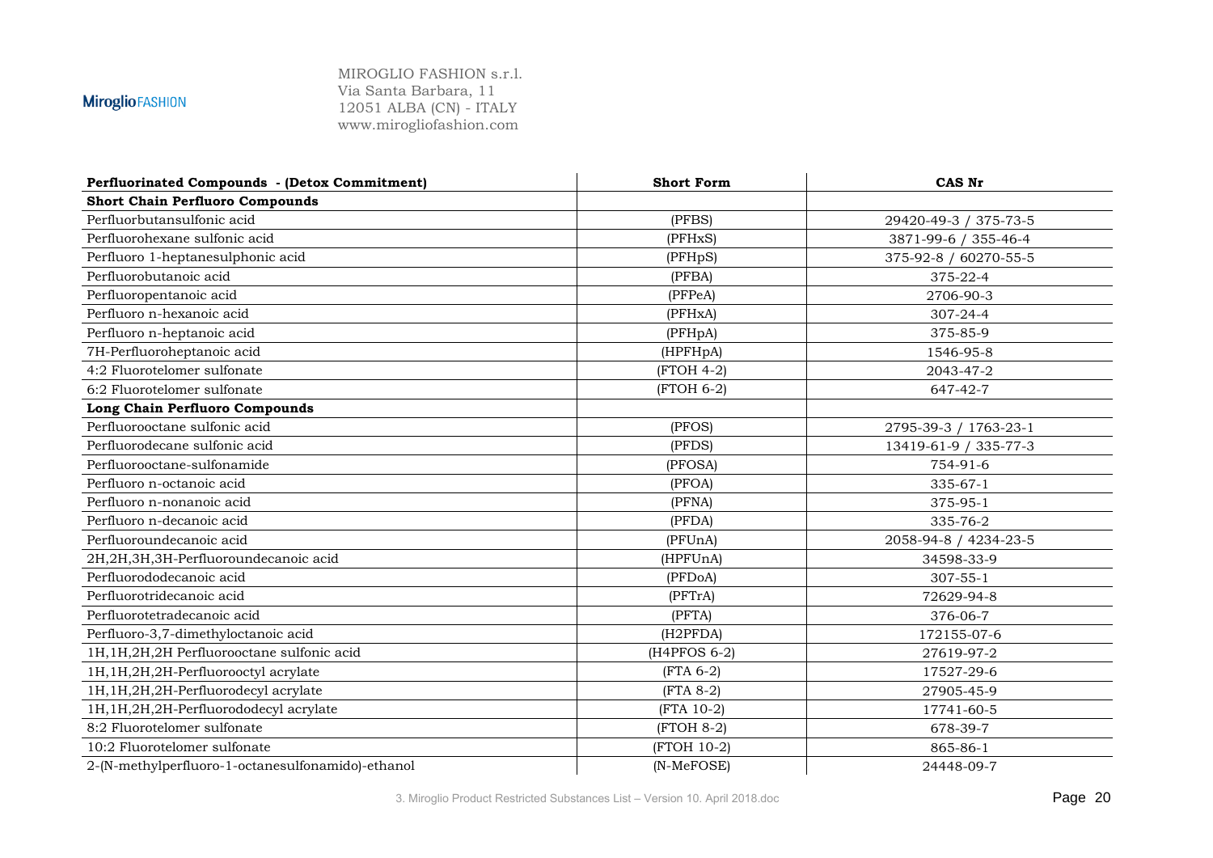| **Perfluorinated Compounds - (Detox Commitment)** | **Short Form** | **CAS Nr** |
|---|---|---|
| **Short Chain Perfluoro Compounds** | | |
| Perfluorbutansulfonic acid | (PFBS) | 29420-49-3 / 375-73-5 |
| Perfluorohexane sulfonic acid | (PFHxS) | 3871-99-6 / 355-46-4 |
| Perfluoro 1-heptanesulphonic acid | (PFHpS) | 375-92-8 / 60270-55-5 |
| Perfluorobutanoic acid | (PFBA) | 375-22-4 |
| Perfluoropentanoic acid | (PFPeA) | 2706-90-3 |
| Perfluoro n-hexanoic acid | (PFHxA) | 307-24-4 |
| Perfluoro n-heptanoic acid | (PFHpA) | 375-85-9 |
| 7H-Perfluoroheptanoic acid | (HPFHpA) | 1546-95-8 |
| 4:2 Fluorotelomer sulfonate | (FTOH 4-2) | 2043-47-2 |
| 6:2 Fluorotelomer sulfonate | (FTOH 6-2) | 647-42-7 |
| **Long Chain Perfluoro Compounds** | | |
| Perfluorooctane sulfonic acid | (PFOS) | 2795-39-3 / 1763-23-1 |
| Perfluorodecane sulfonic acid | (PFDS) | 13419-61-9 / 335-77-3 |
| Perfluorooctane-sulfonamide | (PFOSA) | 754-91-6 |
| Perfluoro n-octanoic acid | (PFOA) | 335-67-1 |
| Perfluoro n-nonanoic acid | (PFNA) | 375-95-1 |
| Perfluoro n-decanoic acid | (PFDA) | 335-76-2 |
| Perfluoroundecanoic acid | (PFUnA) | 2058-94-8 / 4234-23-5 |
| 2H,2H,3H,3H-Perfluoroundecanoic acid | (HPFUnA) | 34598-33-9 |
| Perfluorododecanoic acid | (PFDoA) | 307-55-1 |
| Perfluorotridecanoic acid | (PFTrA) | 72629-94-8 |
| Perfluorotetradecanoic acid | (PFTA) | 376-06-7 |
| Perfluoro-3,7-dimethyloctanoic acid | (H2PFDA) | 172155-07-6 |
| 1H,1H,2H,2H Perfluorooctane sulfonic acid | (H4PFOS 6-2) | 27619-97-2 |
| 1H,1H,2H,2H-Perfluorooctyl acrylate | (FTA 6-2) | 17527-29-6 |
| 1H,1H,2H,2H-Perfluorodecyl acrylate | (FTA 8-2) | 27905-45-9 |
| 1H,1H,2H,2H-Perfluorododecyl acrylate | (FTA 10-2) | 17741-60-5 |
| 8:2 Fluorotelomer sulfonate | (FTOH 8-2) | 678-39-7 |
| 10:2 Fluorotelomer sulfonate | (FTOH 10-2) | 865-86-1 |
| 2-(N-methylperfluoro-1-octanesulfonamido)-ethanol | (N-MeFOSE) | 24448-09-7 |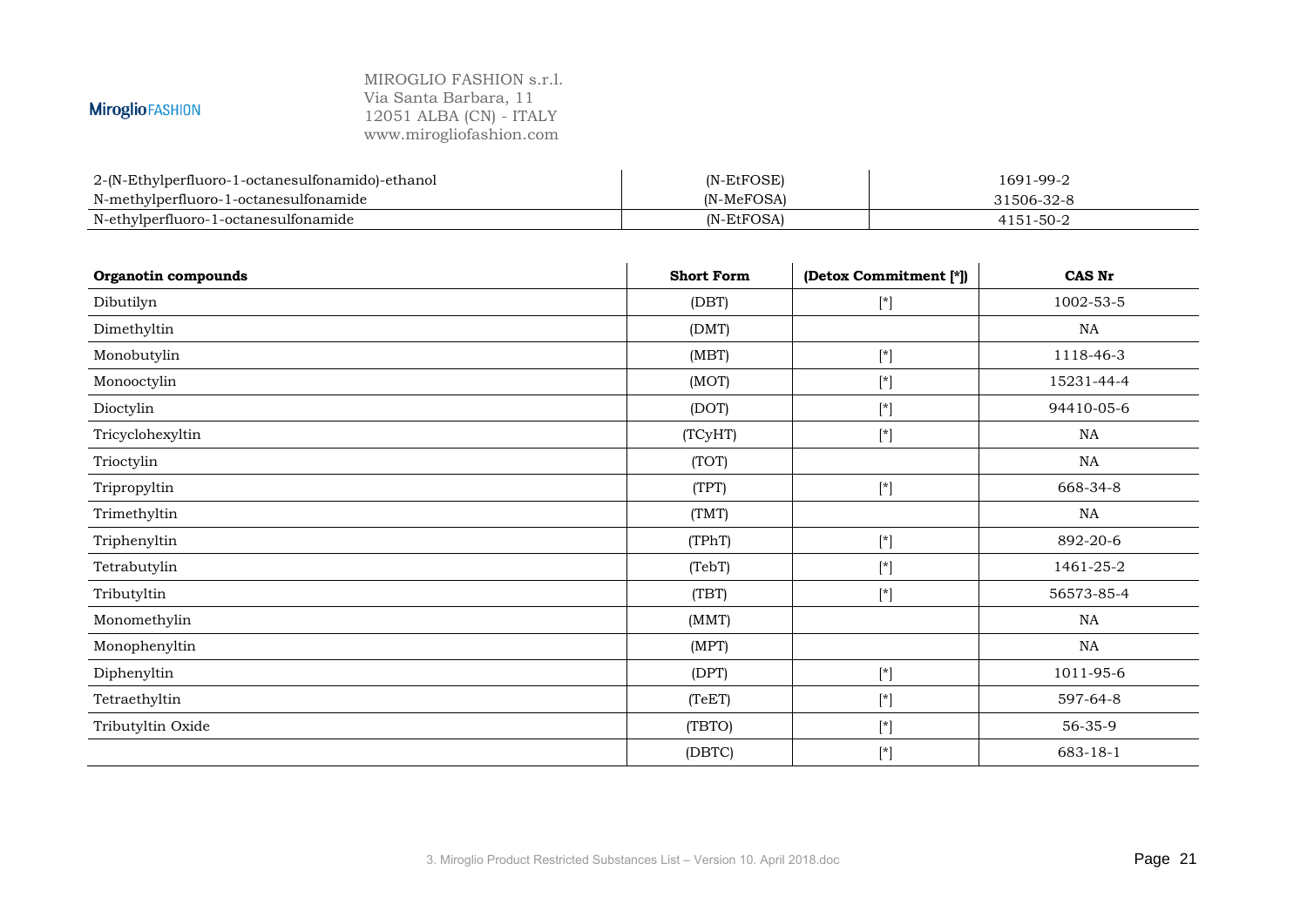| | | |
|---|---|---|
| 2-(N-Ethylperfluoro-1-octanesulfonamido)-ethanol | (N-EtFOSE) | 1691-99-2 |
| N-methylperfluoro-1-octanesulfonamide | (N-MeFOSA) | 31506-32-8 |
| N-ethylperfluoro-1-octanesulfonamide | (N-EtFOSA) | 4151-50-2 |

| **Organotin compounds** | **Short Form** | **(Detox Commitment [*])** | **CAS Nr** |
|---|---|---|---|
| Dibutilyn | (DBT) | [*] | 1002-53-5 |
| Dimethyltin | (DMT) | | NA |
| Monobutylin | (MBT) | [*] | 1118-46-3 |
| Monooctylin | (MOT) | [*] | 15231-44-4 |
| Dioctylin | (DOT) | [*] | 94410-05-6 |
| Tricyclohexyltin | (TCyHT) | [*] | NA |
| Trioctylin | (TOT) | | NA |
| Tripropyltin | (TPT) | [*] | 668-34-8 |
| Trimethyltin | (TMT) | | NA |
| Triphenyltin | (TPhT) | [*] | 892-20-6 |
| Tetrabutylin | (TebT) | [*] | 1461-25-2 |
| Tributyltin | (TBT) | [*] | 56573-85-4 |
| Monomethylin | (MMT) | | NA |
| Monophenyltin | (MPT) | | NA |
| Diphenyltin | (DPT) | [*] | 1011-95-6 |
| Tetraethyltin | (TeET) | [*] | 597-64-8 |
| Tributyltin Oxide | (TBTO) | [*] | 56-35-9 |
| | (DBTC) | [*] | 683-18-1 |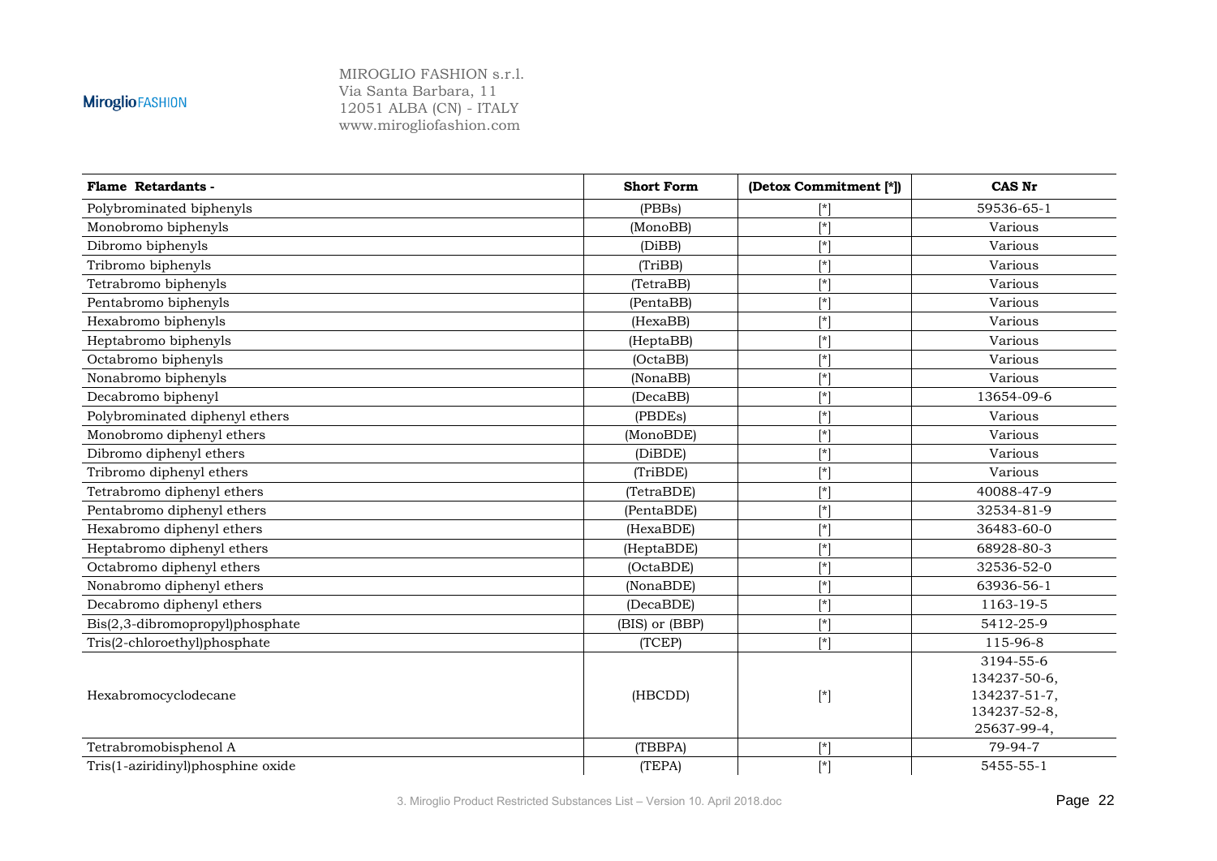MIROGLIO FASHION s.r.l.
Via Santa Barbara, 11
12051 ALBA (CN) - ITALY
www.mirogliofashion.com

| **Flame Retardants -** | **Short Form** | **(Detox Commitment [*])** | **CAS Nr** |
|---|---|---|---|
| Polybrominated biphenyls | (PBBs) | [*] | 59536-65-1 |
| Monobromo biphenyls | (MonoBB) | [*] | Various |
| Dibromo biphenyls | (DiBB) | [*] | Various |
| Tribromo biphenyls | (TriBB) | [*] | Various |
| Tetrabromo biphenyls | (TetraBB) | [*] | Various |
| Pentabromo biphenyls | (PentaBB) | [*] | Various |
| Hexabromo biphenyls | (HexaBB) | [*] | Various |
| Heptabromo biphenyls | (HeptaBB) | [*] | Various |
| Octabromo biphenyls | (OctaBB) | [*] | Various |
| Nonabromo biphenyls | (NonaBB) | [*] | Various |
| Decabromo biphenyl | (DecaBB) | [*] | 13654-09-6 |
| Polybrominated diphenyl ethers | (PBDEs) | [*] | Various |
| Monobromo diphenyl ethers | (MonoBDE) | [*] | Various |
| Dibromo diphenyl ethers | (DiBDE) | [*] | Various |
| Tribromo diphenyl ethers | (TriBDE) | [*] | Various |
| Tetrabromo diphenyl ethers | (TetraBDE) | [*] | 40088-47-9 |
| Pentabromo diphenyl ethers | (PentaBDE) | [*] | 32534-81-9 |
| Hexabromo diphenyl ethers | (HexaBDE) | [*] | 36483-60-0 |
| Heptabromo diphenyl ethers | (HeptaBDE) | [*] | 68928-80-3 |
| Octabromo diphenyl ethers | (OctaBDE) | [*] | 32536-52-0 |
| Nonabromo diphenyl ethers | (NonaBDE) | [*] | 63936-56-1 |
| Decabromo diphenyl ethers | (DecaBDE) | [*] | 1163-19-5 |
| Bis(2,3-dibromopropyl)phosphate | (BIS) or (BBP) | [*] | 5412-25-9 |
| Tris(2-chloroethyl)phosphate | (TCEP) | [*] | 115-96-8 |
| Hexabromocyclodecane | (HBCDD) | [*] | 3194-55-6 134237-50-6, 134237-51-7, 134237-52-8, 25637-99-4, |
| Tetrabromobisphenol A | (TBBPA) | [*] | 79-94-7 |
| Tris(1-aziridinyl)phosphine oxide | (TEPA) | [*] | 5455-55-1 |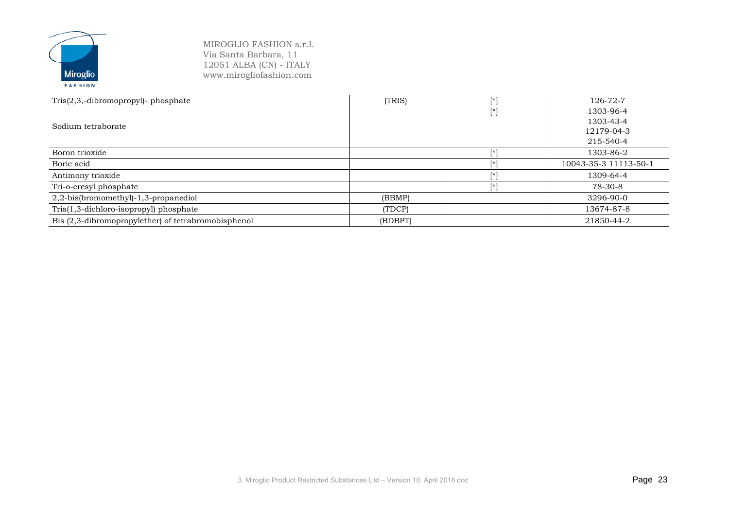| | | | |
|---|---|---|---|
| Tris(2,3,-dibromopropyl)- phosphate | (TRIS) | [*] | 126-72-7 |
| Sodium tetraborate | | [*] | 1303-96-4<br>1303-43-4<br>12179-04-3<br>215-540-4 |
| Boron trioxide | | [*] | 1303-86-2 |
| Boric acid | | [*] | 10043-35-3 11113-50-1 |
| Antimony trioxide | | [*] | 1309-64-4 |
| Tri-o-cresyl phosphate | | [*] | 78-30-8 |
| 2,2-bis(bromomethyl)-1,3-propanediol | (BBMP) | | 3296-90-0 |
| Tris(1,3-dichloro-isopropyl) phosphate | (TDCP) | | 13674-87-8 |
| Bis (2,3-dibromopropylether) of tetrabromobisphenol | (BDBPT) | | 21850-44-2 |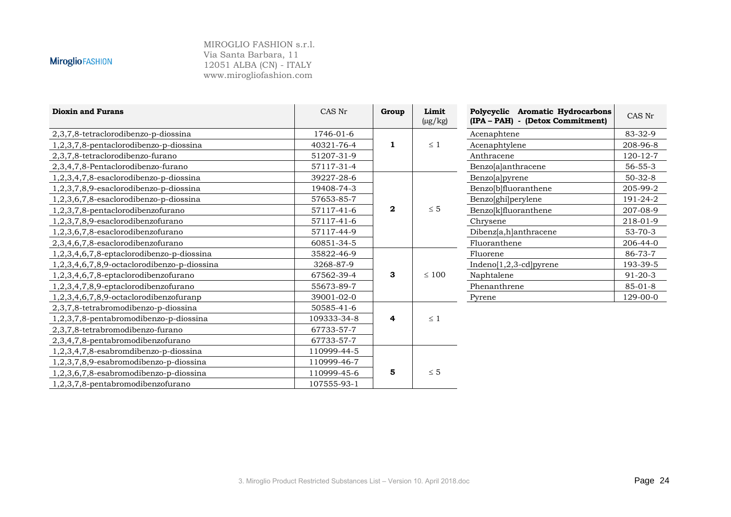MIROGLIO FASHION s.r.l.
Via Santa Barbara, 11
12051 ALBA (CN) - ITALY
www.mirogliofashion.com

| **Dioxin and Furans** | CAS Nr | **Group** | **Limit** (µg/kg) |
|---|---|---|---|
| 2,3,7,8-tetraclorodibenzo-p-diossina | 1746-01-6 | **1** | ≤ 1 |
| 1,2,3,7,8-pentaclorodibenzo-p-diossina | 40321-76-4 | | |
| 2,3,7,8-tetraclorodibenzo-furano | 51207-31-9 | | |
| 2,3,4,7,8-Pentaclorodibenzo-furano | 57117-31-4 | | |
| 1,2,3,4,7,8-esaclorodibenzo-p-diossina | 39227-28-6 | **2** | ≤ 5 |
| 1,2,3,7,8,9-esaclorodibenzo-p-diossina | 19408-74-3 | | |
| 1,2,3,6,7,8-esaclorodibenzo-p-diossina | 57653-85-7 | | |
| 1,2,3,7,8-pentaclorodibenzofurano | 57117-41-6 | | |
| 1,2,3,7,8,9-esaclorodibenzofurano | 57117-41-6 | | |
| 1,2,3,6,7,8-esaclorodibenzofurano | 57117-44-9 | | |
| 2,3,4,6,7,8-esaclorodibenzofurano | 60851-34-5 | | |
| 1,2,3,4,6,7,8-eptaclorodibenzo-p-diossina | 35822-46-9 | **3** | ≤ 100 |
| 1,2,3,4,6,7,8,9-octaclorodibenzo-p-diossina | 3268-87-9 | | |
| 1,2,3,4,6,7,8-eptaclorodibenzofurano | 67562-39-4 | | |
| 1,2,3,4,7,8,9-eptaclorodibenzofurano | 55673-89-7 | | |
| 1,2,3,4,6,7,8,9-octaclorodibenzofuranp | 39001-02-0 | | |
| 2,3,7,8-tetrabromodibenzo-p-diossina | 50585-41-6 | **4** | ≤ 1 |
| 1,2,3,7,8-pentabromodibenzo-p-diossina | 109333-34-8 | | |
| 2,3,7,8-tetrabromodibenzo-furano | 67733-57-7 | | |
| 2,3,4,7,8-pentabromodibenzofurano | 67733-57-7 | | |
| 1,2,3,4,7,8-esabromdibenzo-p-diossina | 110999-44-5 | **5** | ≤ 5 |
| 1,2,3,7,8,9-esabromodibenzo-p-diossina | 110999-46-7 | | |
| 1,2,3,6,7,8-esabromodibenzo-p-diossina | 110999-45-6 | | |
| 1,2,3,7,8-pentabromodibenzofurano | 107555-93-1 | | |

| **Polycyclic Aromatic Hydrocarbons (IPA – PAH) - (Detox Commitment)** | CAS Nr |
|---|---|
| Acenaphtene | 83-32-9 |
| Acenaphtylene | 208-96-8 |
| Anthracene | 120-12-7 |
| Benzo[a]anthracene | 56-55-3 |
| Benzo[a]pyrene | 50-32-8 |
| Benzo[b]fluoranthene | 205-99-2 |
| Benzo[ghi]perylene | 191-24-2 |
| Benzo[k]fluoranthene | 207-08-9 |
| Chrysene | 218-01-9 |
| Dibenz[a,h]anthracene | 53-70-3 |
| Fluoranthene | 206-44-0 |
| Fluorene | 86-73-7 |
| Indeno[1,2,3-cd]pyrene | 193-39-5 |
| Naphtalene | 91-20-3 |
| Phenanthrene | 85-01-8 |
| Pyrene | 129-00-0 |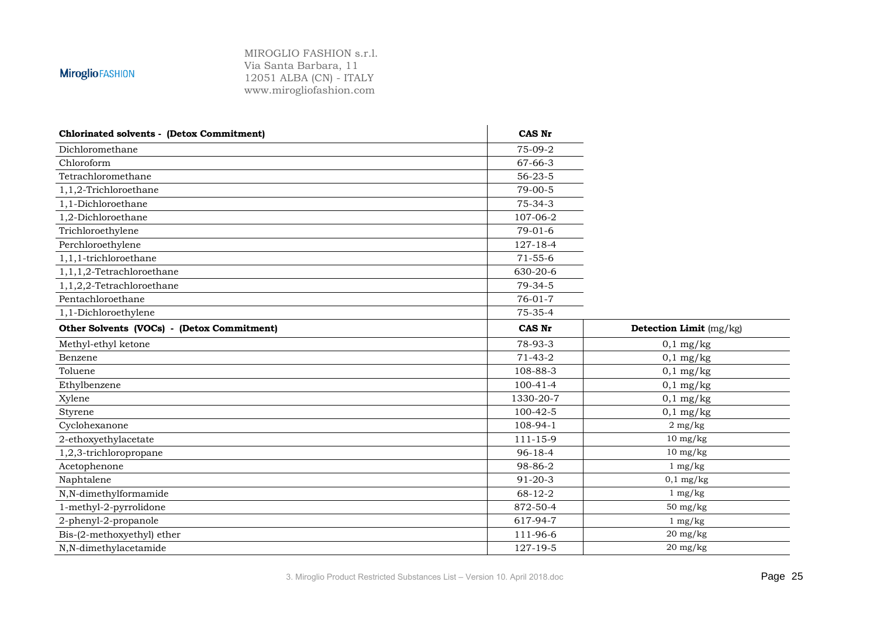| **Chlorinated solvents - (Detox Commitment)** | **CAS Nr** | |
|---|---|---|
| Dichloromethane | 75-09-2 | |
| Chloroform | 67-66-3 | |
| Tetrachloromethane | 56-23-5 | |
| 1,1,2-Trichloroethane | 79-00-5 | |
| 1,1-Dichloroethane | 75-34-3 | |
| 1,2-Dichloroethane | 107-06-2 | |
| Trichloroethylene | 79-01-6 | |
| Perchloroethylene | 127-18-4 | |
| 1,1,1-trichloroethane | 71-55-6 | |
| 1,1,1,2-Tetrachloroethane | 630-20-6 | |
| 1,1,2,2-Tetrachloroethane | 79-34-5 | |
| Pentachloroethane | 76-01-7 | |
| 1,1-Dichloroethylene | 75-35-4 | |
| **Other Solvents (VOCs) - (Detox Commitment)** | **CAS Nr** | **Detection Limit** (mg/kg) |
| Methyl-ethyl ketone | 78-93-3 | 0,1 mg/kg |
| Benzene | 71-43-2 | 0,1 mg/kg |
| Toluene | 108-88-3 | 0,1 mg/kg |
| Ethylbenzene | 100-41-4 | 0,1 mg/kg |
| Xylene | 1330-20-7 | 0,1 mg/kg |
| Styrene | 100-42-5 | 0,1 mg/kg |
| Cyclohexanone | 108-94-1 | 2 mg/kg |
| 2-ethoxyethylacetate | 111-15-9 | 10 mg/kg |
| 1,2,3-trichloropropane | 96-18-4 | 10 mg/kg |
| Acetophenone | 98-86-2 | 1 mg/kg |
| Naphtalene | 91-20-3 | 0,1 mg/kg |
| N,N-dimethylformamide | 68-12-2 | 1 mg/kg |
| 1-methyl-2-pyrrolidone | 872-50-4 | 50 mg/kg |
| 2-phenyl-2-propanole | 617-94-7 | 1 mg/kg |
| Bis-(2-methoxyethyl) ether | 111-96-6 | 20 mg/kg |
| N,N-dimethylacetamide | 127-19-5 | 20 mg/kg |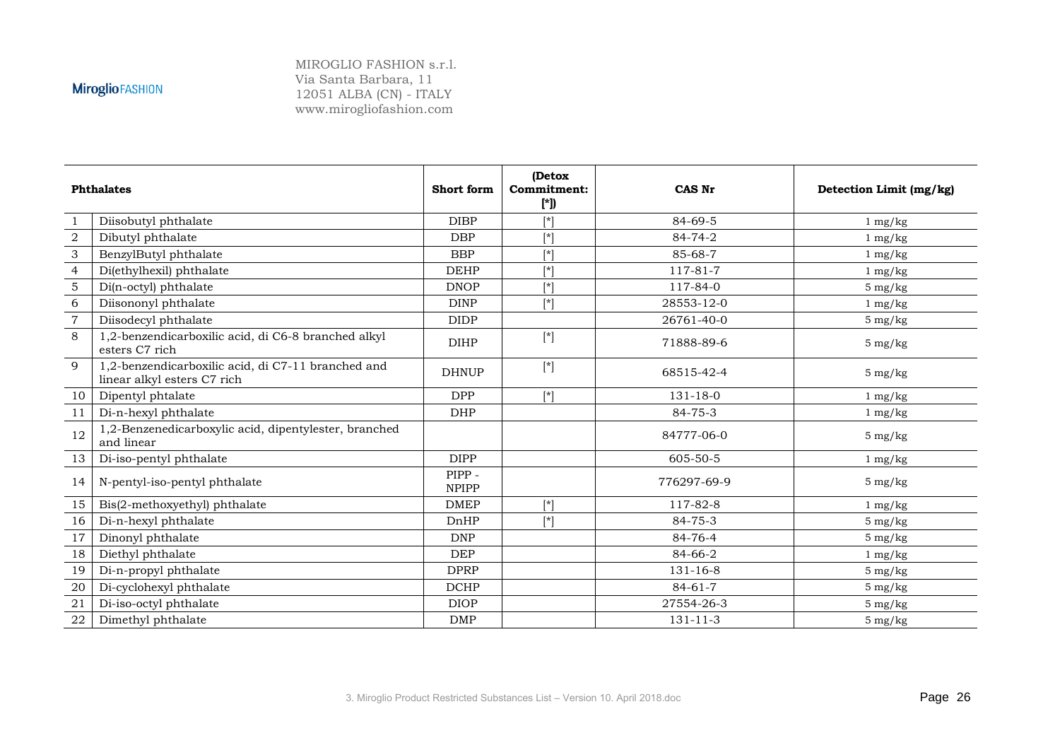| | Phthalates | Short form | (Detox Commitment: [*]) | CAS Nr | Detection Limit (mg/kg) |
|---|---|---|---|---|---|
| 1 | Diisobutyl phthalate | DIBP | [*] | 84-69-5 | 1 mg/kg |
| 2 | Dibutyl phthalate | DBP | [*] | 84-74-2 | 1 mg/kg |
| 3 | BenzylButyl phthalate | BBP | [*] | 85-68-7 | 1 mg/kg |
| 4 | Di(ethylhexil) phthalate | DEHP | [*] | 117-81-7 | 1 mg/kg |
| 5 | Di(n-octyl) phthalate | DNOP | [*] | 117-84-0 | 5 mg/kg |
| 6 | Diisononyl phthalate | DINP | [*] | 28553-12-0 | 1 mg/kg |
| 7 | Diisodecyl phthalate | DIDP | | 26761-40-0 | 5 mg/kg |
| 8 | 1,2-benzendicarboxilic acid, di C6-8 branched alkyl esters C7 rich | DIHP | [*] | 71888-89-6 | 5 mg/kg |
| 9 | 1,2-benzendicarboxilic acid, di C7-11 branched and linear alkyl esters C7 rich | DHNUP | [*] | 68515-42-4 | 5 mg/kg |
| 10 | Dipentyl phtalate | DPP | [*] | 131-18-0 | 1 mg/kg |
| 11 | Di-n-hexyl phthalate | DHP | | 84-75-3 | 1 mg/kg |
| 12 | 1,2-Benzenedicarboxylic acid, dipentylester, branched and linear | | | 84777-06-0 | 5 mg/kg |
| 13 | Di-iso-pentyl phthalate | DIPP | | 605-50-5 | 1 mg/kg |
| 14 | N-pentyl-iso-pentyl phthalate | PIPP - NPIPP | | 776297-69-9 | 5 mg/kg |
| 15 | Bis(2-methoxyethyl) phthalate | DMEP | [*] | 117-82-8 | 1 mg/kg |
| 16 | Di-n-hexyl phthalate | DnHP | [*] | 84-75-3 | 5 mg/kg |
| 17 | Dinonyl phthalate | DNP | | 84-76-4 | 5 mg/kg |
| 18 | Diethyl phthalate | DEP | | 84-66-2 | 1 mg/kg |
| 19 | Di-n-propyl phthalate | DPRP | | 131-16-8 | 5 mg/kg |
| 20 | Di-cyclohexyl phthalate | DCHP | | 84-61-7 | 5 mg/kg |
| 21 | Di-iso-octyl phthalate | DIOP | | 27554-26-3 | 5 mg/kg |
| 22 | Dimethyl phthalate | DMP | | 131-11-3 | 5 mg/kg |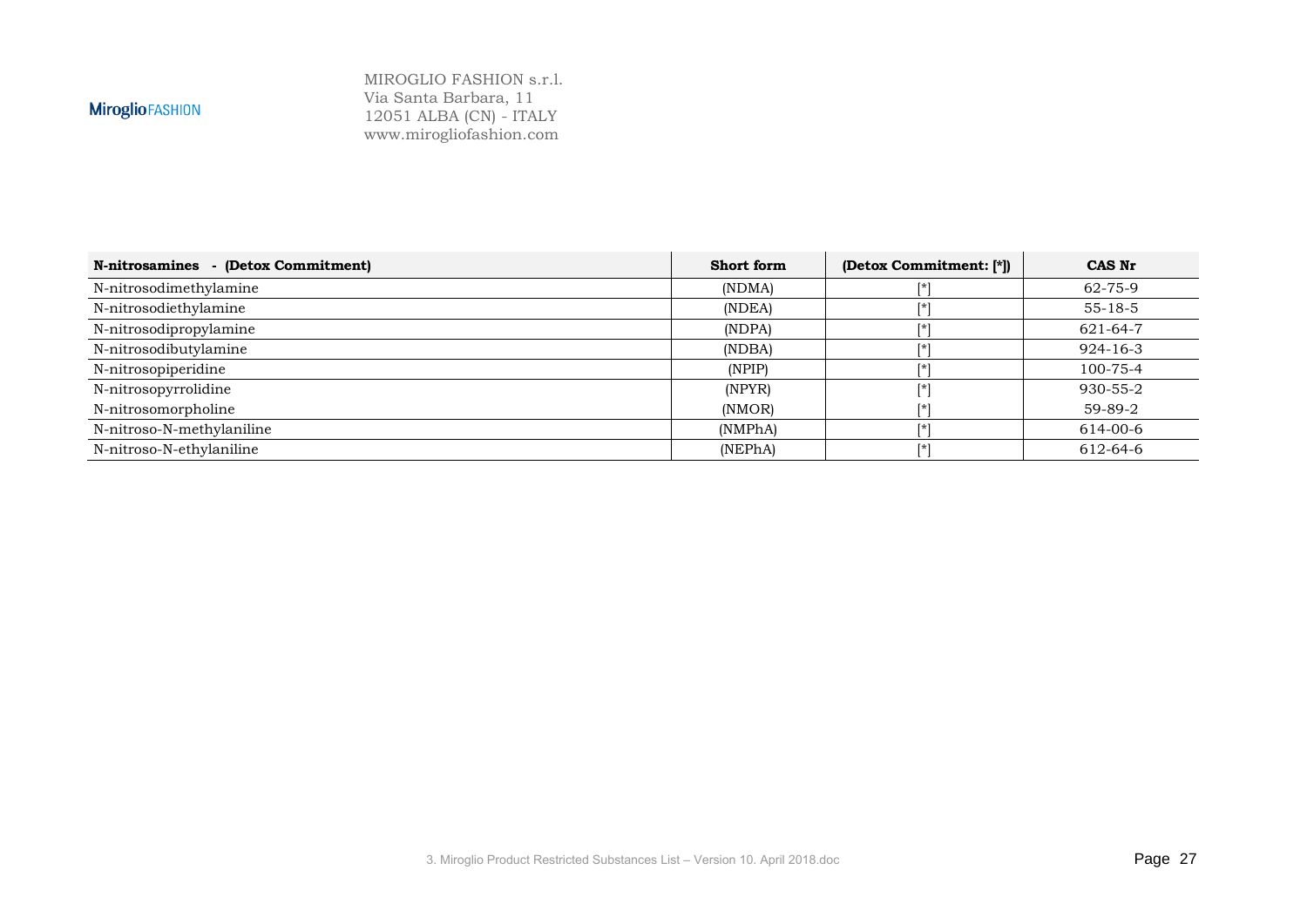| N-nitrosamines - (Detox Commitment) | Short form | (Detox Commitment: [*]) | CAS Nr |
|---|---|---|---|
| N-nitrosodimethylamine | (NDMA) | [*] | 62-75-9 |
| N-nitrosodiethylamine | (NDEA) | [*] | 55-18-5 |
| N-nitrosodipropylamine | (NDPA) | [*] | 621-64-7 |
| N-nitrosodibutylamine | (NDBA) | [*] | 924-16-3 |
| N-nitrosopiperidine | (NPIP) | [*] | 100-75-4 |
| N-nitrosopyrrolidine | (NPYR) | [*] | 930-55-2 |
| N-nitrosomorpholine | (NMOR) | [*] | 59-89-2 |
| N-nitroso-N-methylaniline | (NMPhA) | [*] | 614-00-6 |
| N-nitroso-N-ethylaniline | (NEPhA) | [*] | 612-64-6 |